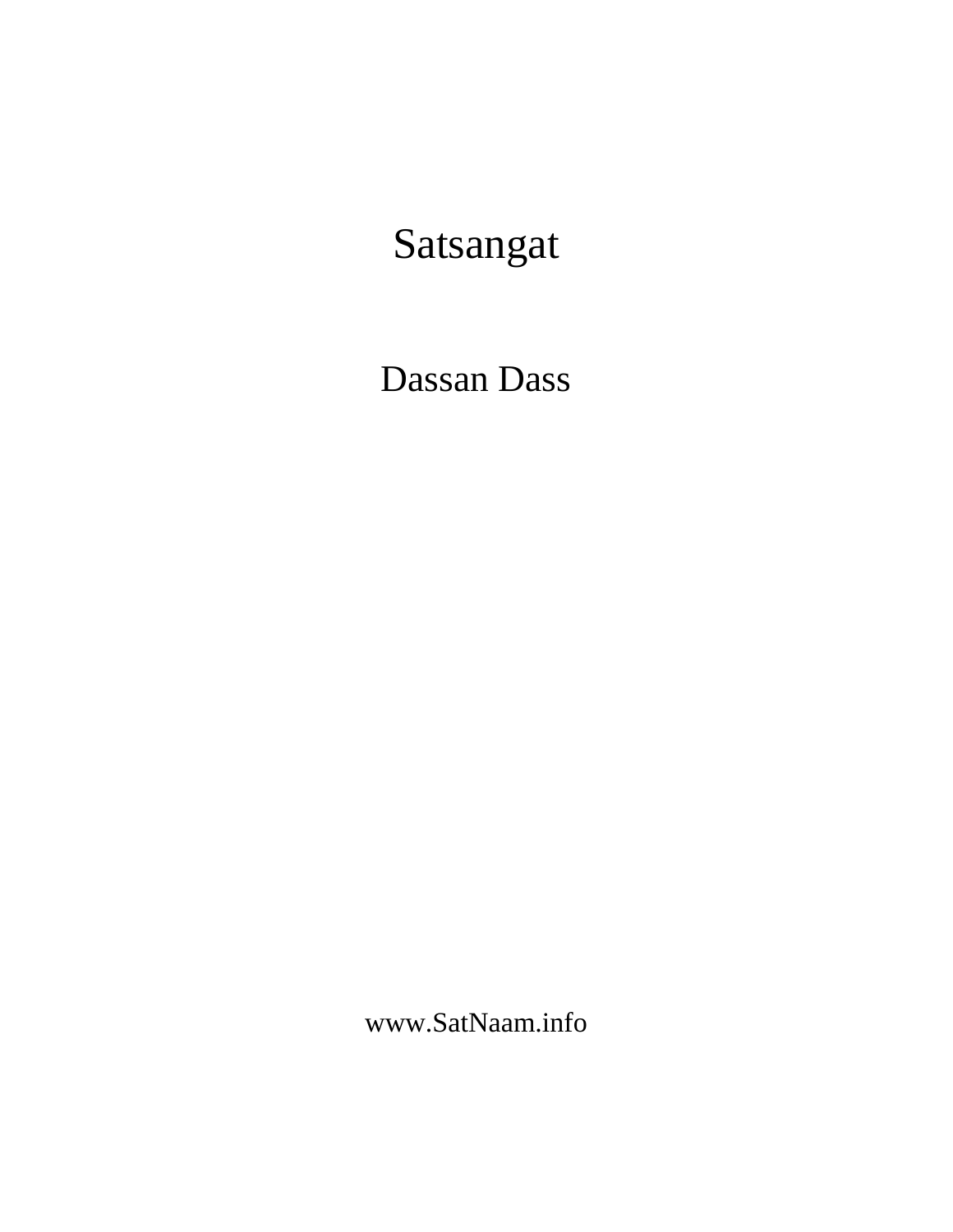# Satsangat

Dassan Dass

www.SatNaam.info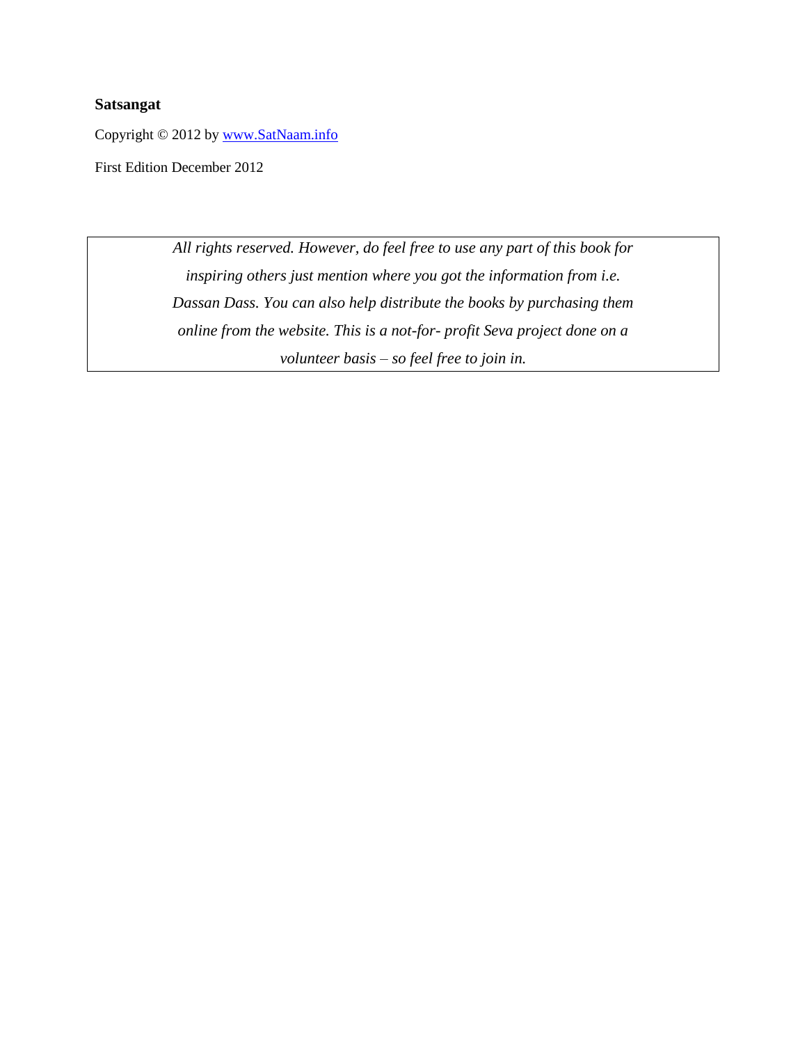**Satsangat**

Copyright © 2012 by www.SatNaam.info

First Edition December 2012

*All rights reserved. However, do feel free to use any part of this book for inspiring others just mention where you got the information from i.e. Dassan Dass. You can also help distribute the books by purchasing them online from the website. This is a not-for- profit Seva project done on a volunteer basis – so feel free to join in.*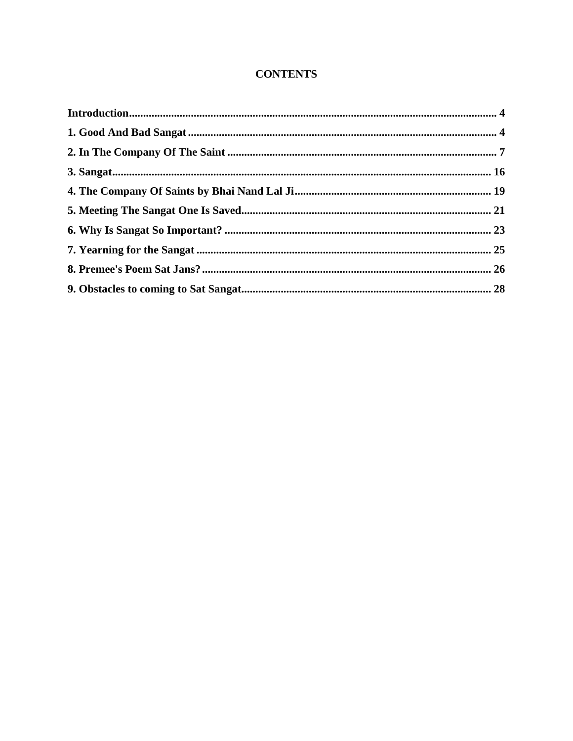# CONTENTS

**Introduction** .......... **4**

**1. Good And Bad Sangat** .......... **4**

**2. In The Company Of The Saint** .......... **7**

**3. Sangat** .......... **16**

**4. The Company Of Saints by Bhai Nand Lal Ji** .......... **19**

**5. Meeting The Sangat One Is Saved** .......... **21**

**6. Why Is Sangat So Important?** .......... **23**

**7. Yearning for the Sangat** .......... **25**

**8. Premee's Poem Sat Jans?** .......... **26**

**9. Obstacles to coming to Sat Sangat** .......... **28**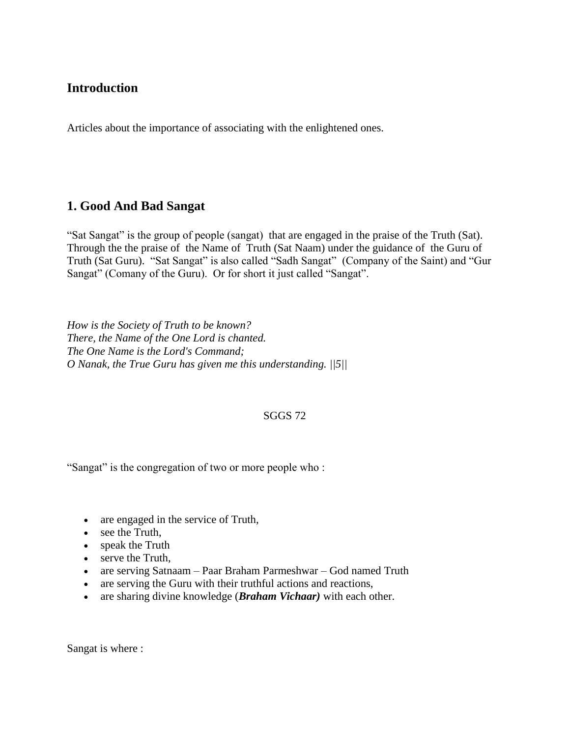## Introduction

Articles about the importance of associating with the enlightened ones.

## 1. Good And Bad Sangat

"Sat Sangat" is the group of people (sangat) that are engaged in the praise of the Truth (Sat). Through the the praise of the Name of Truth (Sat Naam) under the guidance of the Guru of Truth (Sat Guru). "Sat Sangat" is also called "Sadh Sangat" (Company of the Saint) and "Gur Sangat" (Comany of the Guru). Or for short it just called "Sangat".

*How is the Society of Truth to be known?*
*There, the Name of the One Lord is chanted.*
*The One Name is the Lord's Command;*
*O Nanak, the True Guru has given me this understanding. ||5||*

SGGS 72

"Sangat" is the congregation of two or more people who :

- are engaged in the service of Truth,
- see the Truth,
- speak the Truth
- serve the Truth,
- are serving Satnaam – Paar Braham Parmeshwar – God named Truth
- are serving the Guru with their truthful actions and reactions,
- are sharing divine knowledge (***Braham Vichaar)*** with each other.

Sangat is where :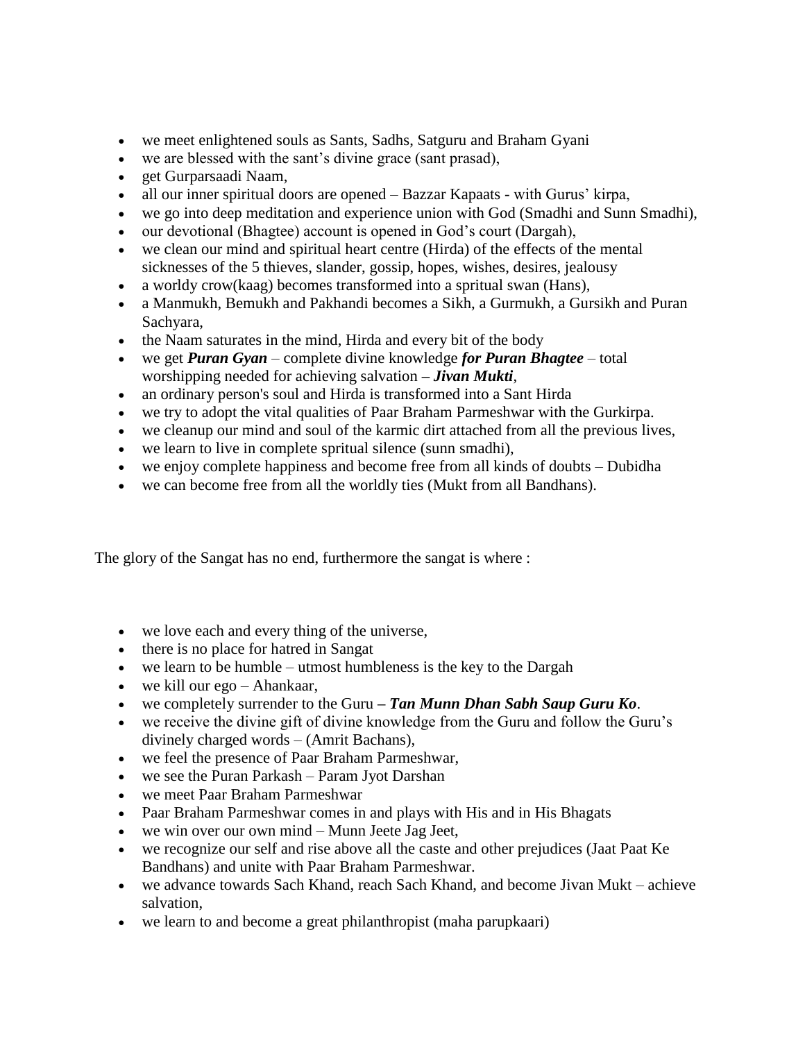- we meet enlightened souls as Sants, Sadhs, Satguru and Braham Gyani
- we are blessed with the sant's divine grace (sant prasad),
- get Gurparsaadi Naam,
- all our inner spiritual doors are opened – Bazzar Kapaats - with Gurus' kirpa,
- we go into deep meditation and experience union with God (Smadhi and Sunn Smadhi),
- our devotional (Bhagtee) account is opened in God's court (Dargah),
- we clean our mind and spiritual heart centre (Hirda) of the effects of the mental sicknesses of the 5 thieves, slander, gossip, hopes, wishes, desires, jealousy
- a worldy crow(kaag) becomes transformed into a spritual swan (Hans),
- a Manmukh, Bemukh and Pakhandi becomes a Sikh, a Gurmukh, a Gursikh and Puran Sachyara,
- the Naam saturates in the mind, Hirda and every bit of the body
- we get ***Puran Gyan*** – complete divine knowledge ***for Puran Bhagtee*** – total worshipping needed for achieving salvation **–** ***Jivan Mukti***,
- an ordinary person's soul and Hirda is transformed into a Sant Hirda
- we try to adopt the vital qualities of Paar Braham Parmeshwar with the Gurkirpa.
- we cleanup our mind and soul of the karmic dirt attached from all the previous lives,
- we learn to live in complete spritual silence (sunn smadhi),
- we enjoy complete happiness and become free from all kinds of doubts – Dubidha
- we can become free from all the worldly ties (Mukt from all Bandhans).

The glory of the Sangat has no end, furthermore the sangat is where :

- we love each and every thing of the universe,
- there is no place for hatred in Sangat
- we learn to be humble – utmost humbleness is the key to the Dargah
- we kill our ego – Ahankaar,
- we completely surrender to the Guru **–** ***Tan Munn Dhan Sabh Saup Guru Ko***.
- we receive the divine gift of divine knowledge from the Guru and follow the Guru's divinely charged words – (Amrit Bachans),
- we feel the presence of Paar Braham Parmeshwar,
- we see the Puran Parkash – Param Jyot Darshan
- we meet Paar Braham Parmeshwar
- Paar Braham Parmeshwar comes in and plays with His and in His Bhagats
- we win over our own mind – Munn Jeete Jag Jeet,
- we recognize our self and rise above all the caste and other prejudices (Jaat Paat Ke Bandhans) and unite with Paar Braham Parmeshwar.
- we advance towards Sach Khand, reach Sach Khand, and become Jivan Mukt – achieve salvation,
- we learn to and become a great philanthropist (maha parupkaari)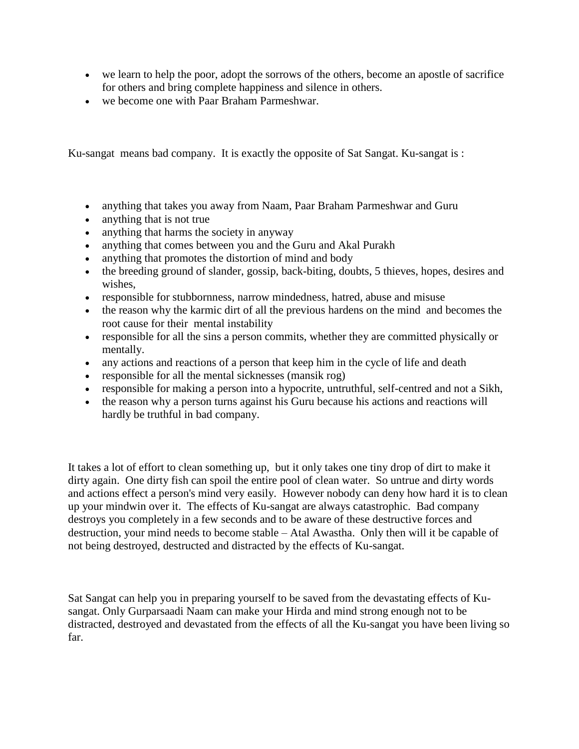- we learn to help the poor, adopt the sorrows of the others, become an apostle of sacrifice for others and bring complete happiness and silence in others.
- we become one with Paar Braham Parmeshwar.

Ku-sangat means bad company. It is exactly the opposite of Sat Sangat. Ku-sangat is :

- anything that takes you away from Naam, Paar Braham Parmeshwar and Guru
- anything that is not true
- anything that harms the society in anyway
- anything that comes between you and the Guru and Akal Purakh
- anything that promotes the distortion of mind and body
- the breeding ground of slander, gossip, back-biting, doubts, 5 thieves, hopes, desires and wishes,
- responsible for stubbornness, narrow mindedness, hatred, abuse and misuse
- the reason why the karmic dirt of all the previous hardens on the mind and becomes the root cause for their mental instability
- responsible for all the sins a person commits, whether they are committed physically or mentally.
- any actions and reactions of a person that keep him in the cycle of life and death
- responsible for all the mental sicknesses (mansik rog)
- responsible for making a person into a hypocrite, untruthful, self-centred and not a Sikh,
- the reason why a person turns against his Guru because his actions and reactions will hardly be truthful in bad company.

It takes a lot of effort to clean something up, but it only takes one tiny drop of dirt to make it dirty again. One dirty fish can spoil the entire pool of clean water. So untrue and dirty words and actions effect a person's mind very easily. However nobody can deny how hard it is to clean up your mindwin over it. The effects of Ku-sangat are always catastrophic. Bad company destroys you completely in a few seconds and to be aware of these destructive forces and destruction, your mind needs to become stable – Atal Awastha. Only then will it be capable of not being destroyed, destructed and distracted by the effects of Ku-sangat.

Sat Sangat can help you in preparing yourself to be saved from the devastating effects of Ku-sangat. Only Gurparsaadi Naam can make your Hirda and mind strong enough not to be distracted, destroyed and devastated from the effects of all the Ku-sangat you have been living so far.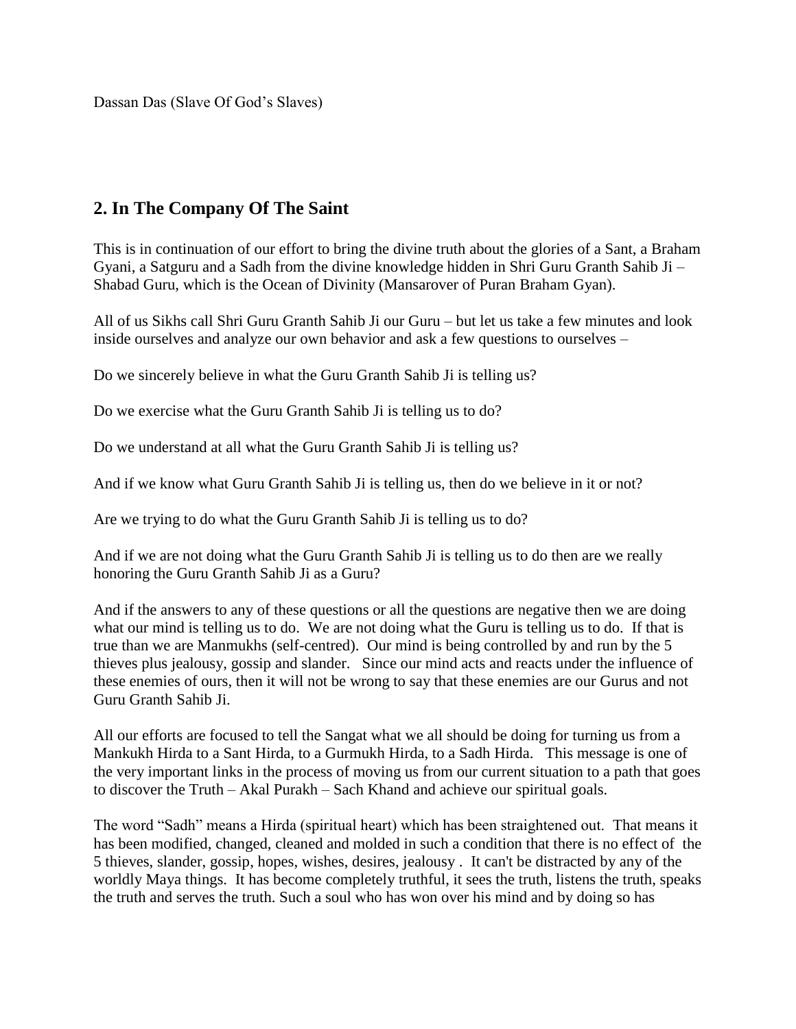Dassan Das (Slave Of God's Slaves)

## 2. In The Company Of The Saint

This is in continuation of our effort to bring the divine truth about the glories of a Sant, a Braham Gyani, a Satguru and a Sadh from the divine knowledge hidden in Shri Guru Granth Sahib Ji – Shabad Guru, which is the Ocean of Divinity (Mansarover of Puran Braham Gyan).

All of us Sikhs call Shri Guru Granth Sahib Ji our Guru – but let us take a few minutes and look inside ourselves and analyze our own behavior and ask a few questions to ourselves –

Do we sincerely believe in what the Guru Granth Sahib Ji is telling us?

Do we exercise what the Guru Granth Sahib Ji is telling us to do?

Do we understand at all what the Guru Granth Sahib Ji is telling us?

And if we know what Guru Granth Sahib Ji is telling us, then do we believe in it or not?

Are we trying to do what the Guru Granth Sahib Ji is telling us to do?

And if we are not doing what the Guru Granth Sahib Ji is telling us to do then are we really honoring the Guru Granth Sahib Ji as a Guru?

And if the answers to any of these questions or all the questions are negative then we are doing what our mind is telling us to do. We are not doing what the Guru is telling us to do. If that is true than we are Manmukhs (self-centred). Our mind is being controlled by and run by the 5 thieves plus jealousy, gossip and slander. Since our mind acts and reacts under the influence of these enemies of ours, then it will not be wrong to say that these enemies are our Gurus and not Guru Granth Sahib Ji.

All our efforts are focused to tell the Sangat what we all should be doing for turning us from a Mankukh Hirda to a Sant Hirda, to a Gurmukh Hirda, to a Sadh Hirda. This message is one of the very important links in the process of moving us from our current situation to a path that goes to discover the Truth – Akal Purakh – Sach Khand and achieve our spiritual goals.

The word "Sadh" means a Hirda (spiritual heart) which has been straightened out. That means it has been modified, changed, cleaned and molded in such a condition that there is no effect of the 5 thieves, slander, gossip, hopes, wishes, desires, jealousy . It can't be distracted by any of the worldly Maya things. It has become completely truthful, it sees the truth, listens the truth, speaks the truth and serves the truth. Such a soul who has won over his mind and by doing so has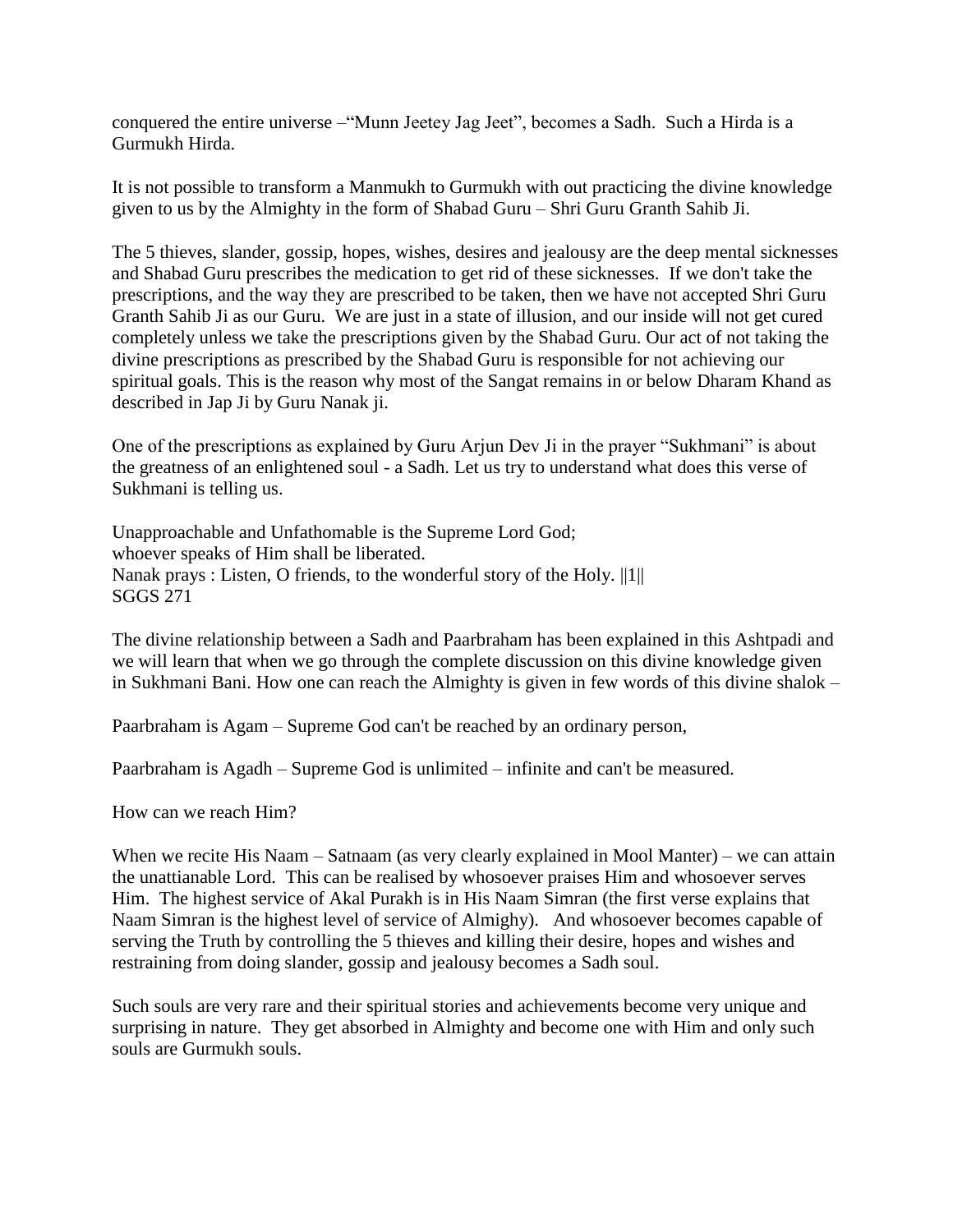conquered the entire universe –"Munn Jeetey Jag Jeet", becomes a Sadh. Such a Hirda is a Gurmukh Hirda.

It is not possible to transform a Manmukh to Gurmukh with out practicing the divine knowledge given to us by the Almighty in the form of Shabad Guru – Shri Guru Granth Sahib Ji.

The 5 thieves, slander, gossip, hopes, wishes, desires and jealousy are the deep mental sicknesses and Shabad Guru prescribes the medication to get rid of these sicknesses. If we don't take the prescriptions, and the way they are prescribed to be taken, then we have not accepted Shri Guru Granth Sahib Ji as our Guru. We are just in a state of illusion, and our inside will not get cured completely unless we take the prescriptions given by the Shabad Guru. Our act of not taking the divine prescriptions as prescribed by the Shabad Guru is responsible for not achieving our spiritual goals. This is the reason why most of the Sangat remains in or below Dharam Khand as described in Jap Ji by Guru Nanak ji.

One of the prescriptions as explained by Guru Arjun Dev Ji in the prayer "Sukhmani" is about the greatness of an enlightened soul - a Sadh. Let us try to understand what does this verse of Sukhmani is telling us.

Unapproachable and Unfathomable is the Supreme Lord God;
whoever speaks of Him shall be liberated.
Nanak prays : Listen, O friends, to the wonderful story of the Holy. ||1||
SGGS 271

The divine relationship between a Sadh and Paarbraham has been explained in this Ashtpadi and we will learn that when we go through the complete discussion on this divine knowledge given in Sukhmani Bani. How one can reach the Almighty is given in few words of this divine shalok –

Paarbraham is Agam – Supreme God can't be reached by an ordinary person,

Paarbraham is Agadh – Supreme God is unlimited – infinite and can't be measured.

How can we reach Him?

When we recite His Naam – Satnaam (as very clearly explained in Mool Manter) – we can attain the unattianable Lord. This can be realised by whosoever praises Him and whosoever serves Him. The highest service of Akal Purakh is in His Naam Simran (the first verse explains that Naam Simran is the highest level of service of Almighy). And whosoever becomes capable of serving the Truth by controlling the 5 thieves and killing their desire, hopes and wishes and restraining from doing slander, gossip and jealousy becomes a Sadh soul.

Such souls are very rare and their spiritual stories and achievements become very unique and surprising in nature. They get absorbed in Almighty and become one with Him and only such souls are Gurmukh souls.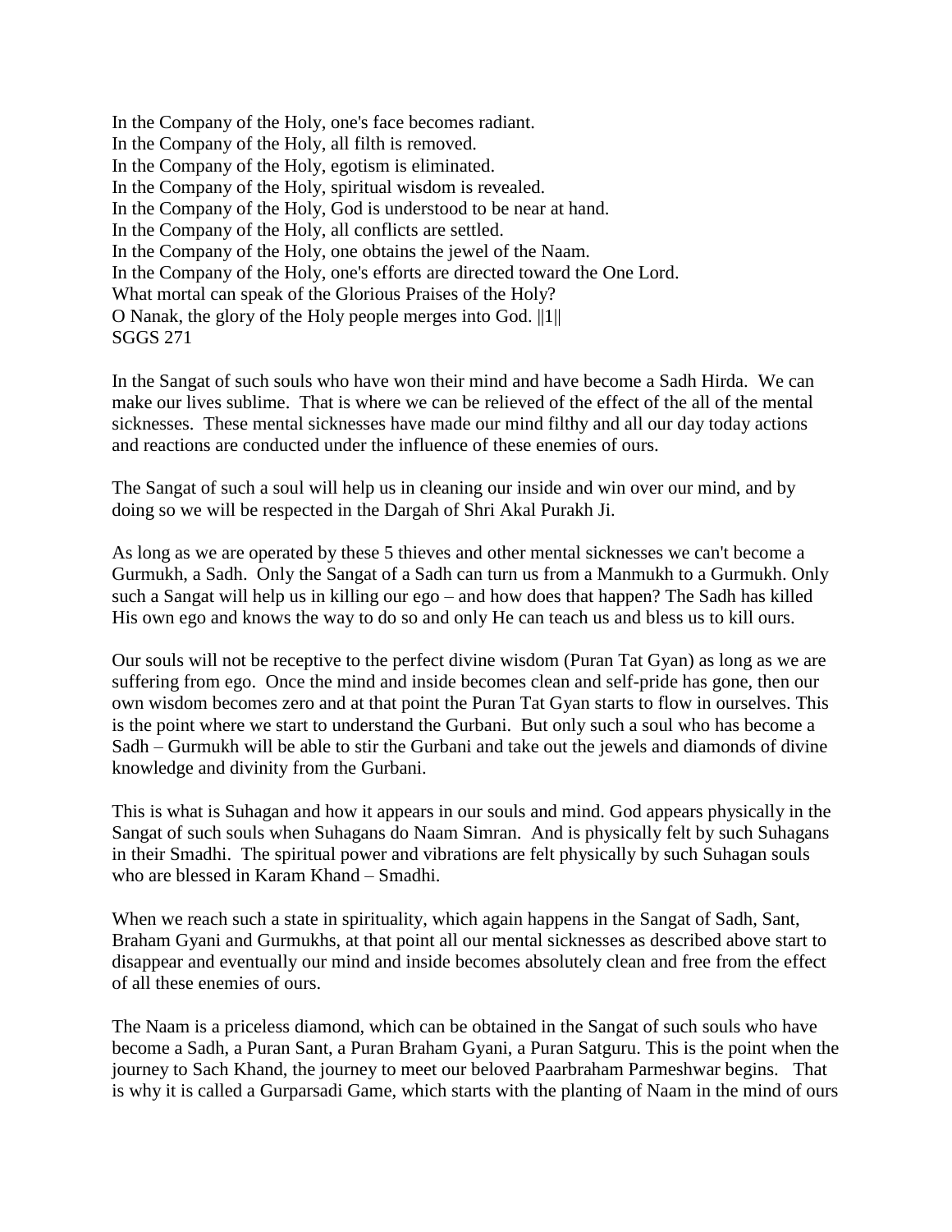In the Company of the Holy, one's face becomes radiant.
In the Company of the Holy, all filth is removed.
In the Company of the Holy, egotism is eliminated.
In the Company of the Holy, spiritual wisdom is revealed.
In the Company of the Holy, God is understood to be near at hand.
In the Company of the Holy, all conflicts are settled.
In the Company of the Holy, one obtains the jewel of the Naam.
In the Company of the Holy, one's efforts are directed toward the One Lord.
What mortal can speak of the Glorious Praises of the Holy?
O Nanak, the glory of the Holy people merges into God. ||1||
SGGS 271

In the Sangat of such souls who have won their mind and have become a Sadh Hirda. We can make our lives sublime. That is where we can be relieved of the effect of the all of the mental sicknesses. These mental sicknesses have made our mind filthy and all our day today actions and reactions are conducted under the influence of these enemies of ours.

The Sangat of such a soul will help us in cleaning our inside and win over our mind, and by doing so we will be respected in the Dargah of Shri Akal Purakh Ji.

As long as we are operated by these 5 thieves and other mental sicknesses we can't become a Gurmukh, a Sadh. Only the Sangat of a Sadh can turn us from a Manmukh to a Gurmukh. Only such a Sangat will help us in killing our ego – and how does that happen? The Sadh has killed His own ego and knows the way to do so and only He can teach us and bless us to kill ours.

Our souls will not be receptive to the perfect divine wisdom (Puran Tat Gyan) as long as we are suffering from ego. Once the mind and inside becomes clean and self-pride has gone, then our own wisdom becomes zero and at that point the Puran Tat Gyan starts to flow in ourselves. This is the point where we start to understand the Gurbani. But only such a soul who has become a Sadh – Gurmukh will be able to stir the Gurbani and take out the jewels and diamonds of divine knowledge and divinity from the Gurbani.

This is what is Suhagan and how it appears in our souls and mind. God appears physically in the Sangat of such souls when Suhagans do Naam Simran. And is physically felt by such Suhagans in their Smadhi. The spiritual power and vibrations are felt physically by such Suhagan souls who are blessed in Karam Khand – Smadhi.

When we reach such a state in spirituality, which again happens in the Sangat of Sadh, Sant, Braham Gyani and Gurmukhs, at that point all our mental sicknesses as described above start to disappear and eventually our mind and inside becomes absolutely clean and free from the effect of all these enemies of ours.

The Naam is a priceless diamond, which can be obtained in the Sangat of such souls who have become a Sadh, a Puran Sant, a Puran Braham Gyani, a Puran Satguru. This is the point when the journey to Sach Khand, the journey to meet our beloved Paarbraham Parmeshwar begins. That is why it is called a Gurparsadi Game, which starts with the planting of Naam in the mind of ours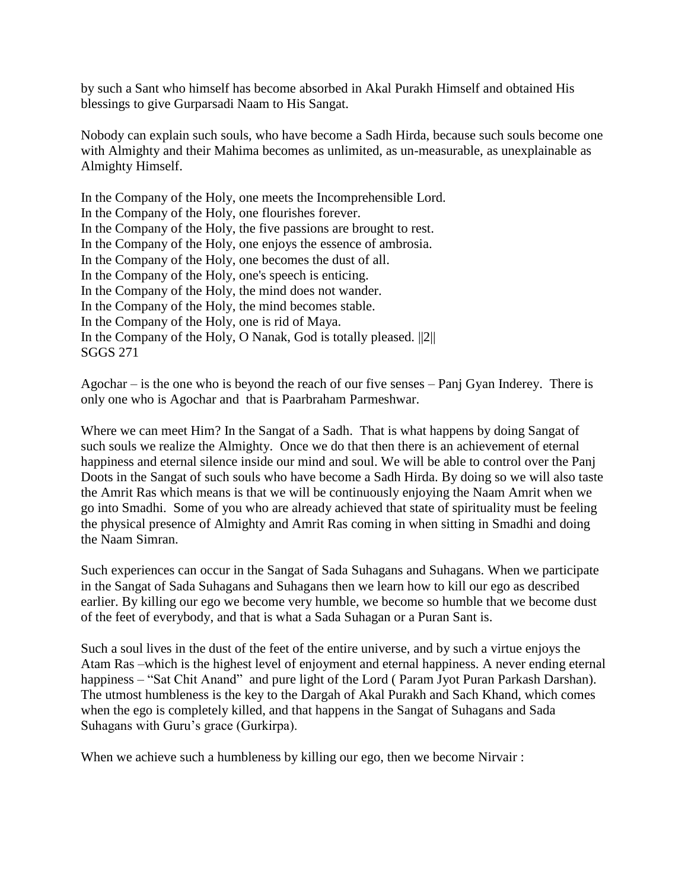by such a Sant who himself has become absorbed in Akal Purakh Himself and obtained His blessings to give Gurparsadi Naam to His Sangat.

Nobody can explain such souls, who have become a Sadh Hirda, because such souls become one with Almighty and their Mahima becomes as unlimited, as un-measurable, as unexplainable as Almighty Himself.

In the Company of the Holy, one meets the Incomprehensible Lord.
In the Company of the Holy, one flourishes forever.
In the Company of the Holy, the five passions are brought to rest.
In the Company of the Holy, one enjoys the essence of ambrosia.
In the Company of the Holy, one becomes the dust of all.
In the Company of the Holy, one's speech is enticing.
In the Company of the Holy, the mind does not wander.
In the Company of the Holy, the mind becomes stable.
In the Company of the Holy, one is rid of Maya.
In the Company of the Holy, O Nanak, God is totally pleased. ||2||
SGGS 271

Agochar – is the one who is beyond the reach of our five senses – Panj Gyan Inderey. There is only one who is Agochar and that is Paarbraham Parmeshwar.

Where we can meet Him? In the Sangat of a Sadh. That is what happens by doing Sangat of such souls we realize the Almighty. Once we do that then there is an achievement of eternal happiness and eternal silence inside our mind and soul. We will be able to control over the Panj Doots in the Sangat of such souls who have become a Sadh Hirda. By doing so we will also taste the Amrit Ras which means is that we will be continuously enjoying the Naam Amrit when we go into Smadhi. Some of you who are already achieved that state of spirituality must be feeling the physical presence of Almighty and Amrit Ras coming in when sitting in Smadhi and doing the Naam Simran.

Such experiences can occur in the Sangat of Sada Suhagans and Suhagans. When we participate in the Sangat of Sada Suhagans and Suhagans then we learn how to kill our ego as described earlier. By killing our ego we become very humble, we become so humble that we become dust of the feet of everybody, and that is what a Sada Suhagan or a Puran Sant is.

Such a soul lives in the dust of the feet of the entire universe, and by such a virtue enjoys the Atam Ras –which is the highest level of enjoyment and eternal happiness. A never ending eternal happiness – "Sat Chit Anand" and pure light of the Lord ( Param Jyot Puran Parkash Darshan). The utmost humbleness is the key to the Dargah of Akal Purakh and Sach Khand, which comes when the ego is completely killed, and that happens in the Sangat of Suhagans and Sada Suhagans with Guru's grace (Gurkirpa).

When we achieve such a humbleness by killing our ego, then we become Nirvair :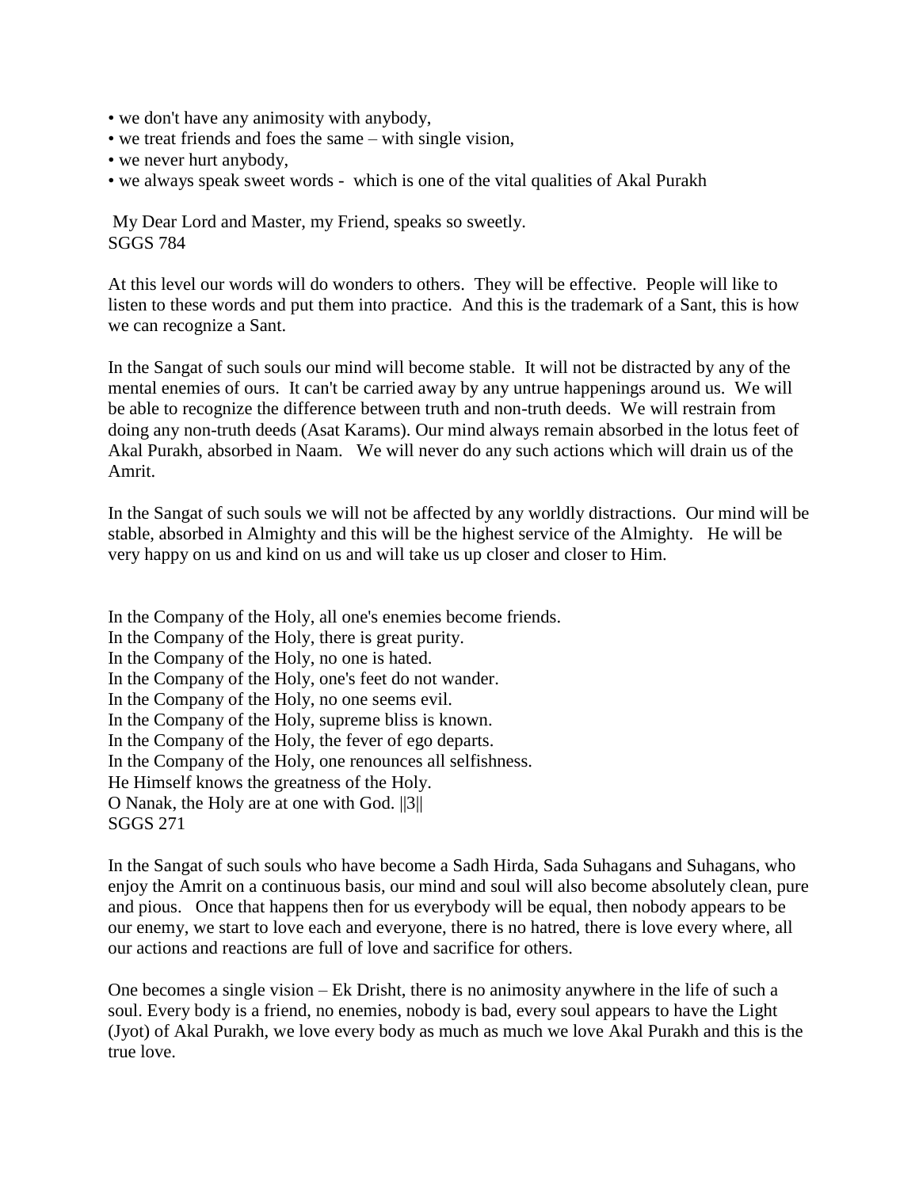- we don't have any animosity with anybody,
- we treat friends and foes the same – with single vision,
- we never hurt anybody,
- we always speak sweet words - which is one of the vital qualities of Akal Purakh

My Dear Lord and Master, my Friend, speaks so sweetly.
SGGS 784

At this level our words will do wonders to others. They will be effective. People will like to listen to these words and put them into practice. And this is the trademark of a Sant, this is how we can recognize a Sant.

In the Sangat of such souls our mind will become stable. It will not be distracted by any of the mental enemies of ours. It can't be carried away by any untrue happenings around us. We will be able to recognize the difference between truth and non-truth deeds. We will restrain from doing any non-truth deeds (Asat Karams). Our mind always remain absorbed in the lotus feet of Akal Purakh, absorbed in Naam. We will never do any such actions which will drain us of the Amrit.

In the Sangat of such souls we will not be affected by any worldly distractions. Our mind will be stable, absorbed in Almighty and this will be the highest service of the Almighty. He will be very happy on us and kind on us and will take us up closer and closer to Him.

In the Company of the Holy, all one's enemies become friends.
In the Company of the Holy, there is great purity.
In the Company of the Holy, no one is hated.
In the Company of the Holy, one's feet do not wander.
In the Company of the Holy, no one seems evil.
In the Company of the Holy, supreme bliss is known.
In the Company of the Holy, the fever of ego departs.
In the Company of the Holy, one renounces all selfishness.
He Himself knows the greatness of the Holy.
O Nanak, the Holy are at one with God. ||3||
SGGS 271

In the Sangat of such souls who have become a Sadh Hirda, Sada Suhagans and Suhagans, who enjoy the Amrit on a continuous basis, our mind and soul will also become absolutely clean, pure and pious. Once that happens then for us everybody will be equal, then nobody appears to be our enemy, we start to love each and everyone, there is no hatred, there is love every where, all our actions and reactions are full of love and sacrifice for others.

One becomes a single vision – Ek Drisht, there is no animosity anywhere in the life of such a soul. Every body is a friend, no enemies, nobody is bad, every soul appears to have the Light (Jyot) of Akal Purakh, we love every body as much as much we love Akal Purakh and this is the true love.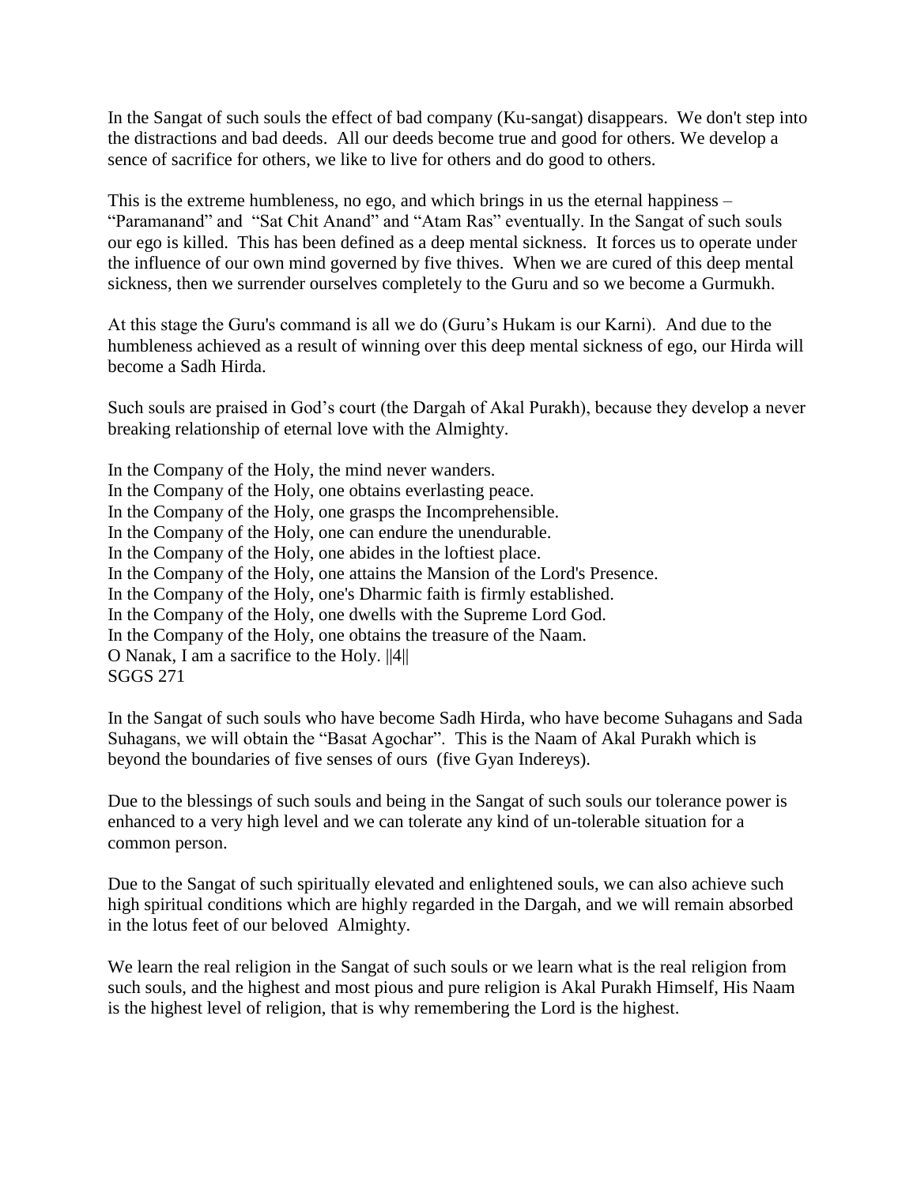In the Sangat of such souls the effect of bad company (Ku-sangat) disappears. We don't step into the distractions and bad deeds. All our deeds become true and good for others. We develop a sence of sacrifice for others, we like to live for others and do good to others.

This is the extreme humbleness, no ego, and which brings in us the eternal happiness – "Paramanand" and "Sat Chit Anand" and "Atam Ras" eventually. In the Sangat of such souls our ego is killed. This has been defined as a deep mental sickness. It forces us to operate under the influence of our own mind governed by five thives. When we are cured of this deep mental sickness, then we surrender ourselves completely to the Guru and so we become a Gurmukh.

At this stage the Guru's command is all we do (Guru's Hukam is our Karni). And due to the humbleness achieved as a result of winning over this deep mental sickness of ego, our Hirda will become a Sadh Hirda.

Such souls are praised in God's court (the Dargah of Akal Purakh), because they develop a never breaking relationship of eternal love with the Almighty.

In the Company of the Holy, the mind never wanders.
In the Company of the Holy, one obtains everlasting peace.
In the Company of the Holy, one grasps the Incomprehensible.
In the Company of the Holy, one can endure the unendurable.
In the Company of the Holy, one abides in the loftiest place.
In the Company of the Holy, one attains the Mansion of the Lord's Presence.
In the Company of the Holy, one's Dharmic faith is firmly established.
In the Company of the Holy, one dwells with the Supreme Lord God.
In the Company of the Holy, one obtains the treasure of the Naam.
O Nanak, I am a sacrifice to the Holy. ||4||
SGGS 271

In the Sangat of such souls who have become Sadh Hirda, who have become Suhagans and Sada Suhagans, we will obtain the "Basat Agochar". This is the Naam of Akal Purakh which is beyond the boundaries of five senses of ours (five Gyan Indereys).

Due to the blessings of such souls and being in the Sangat of such souls our tolerance power is enhanced to a very high level and we can tolerate any kind of un-tolerable situation for a common person.

Due to the Sangat of such spiritually elevated and enlightened souls, we can also achieve such high spiritual conditions which are highly regarded in the Dargah, and we will remain absorbed in the lotus feet of our beloved Almighty.

We learn the real religion in the Sangat of such souls or we learn what is the real religion from such souls, and the highest and most pious and pure religion is Akal Purakh Himself, His Naam is the highest level of religion, that is why remembering the Lord is the highest.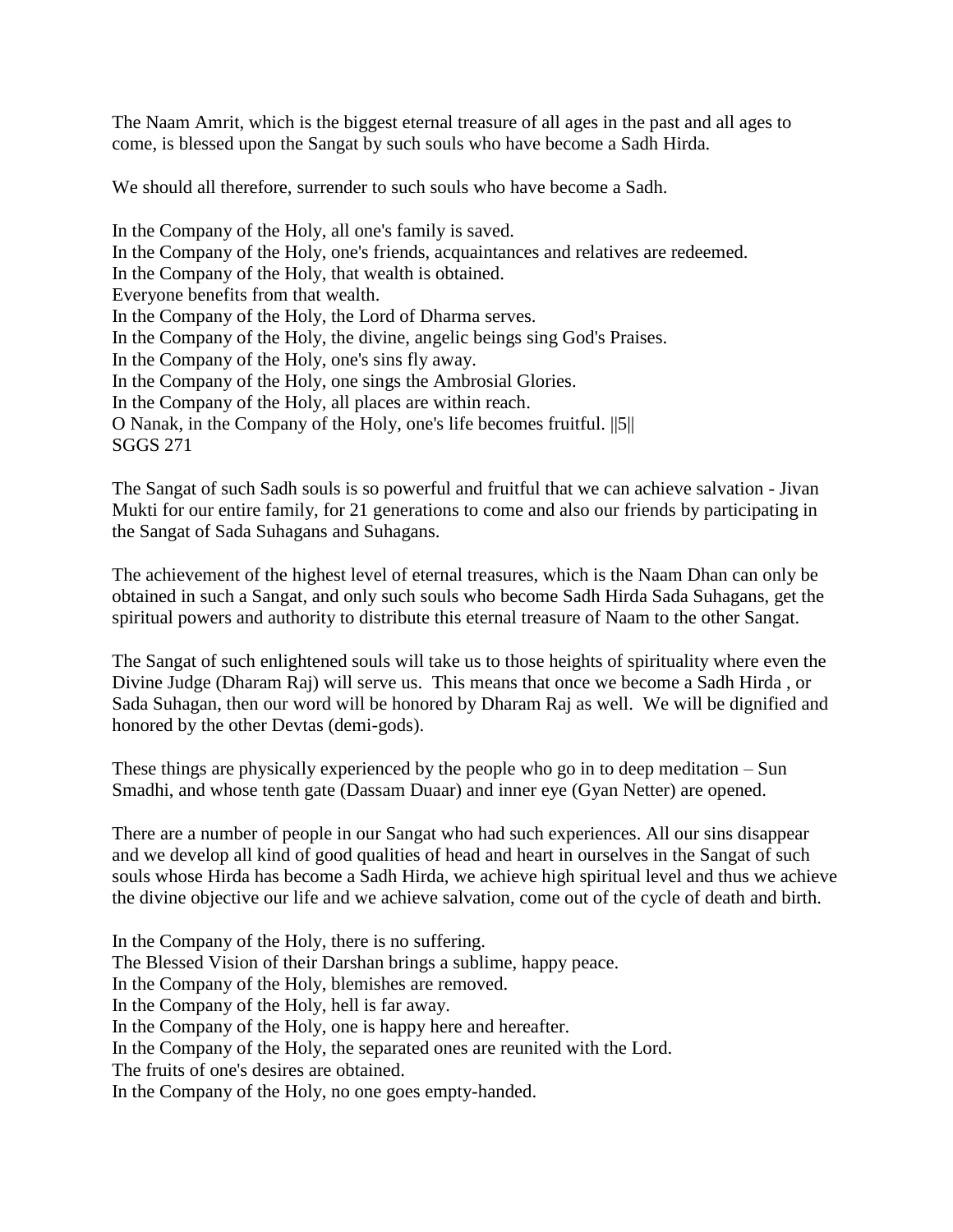The Naam Amrit, which is the biggest eternal treasure of all ages in the past and all ages to come, is blessed upon the Sangat by such souls who have become a Sadh Hirda.

We should all therefore, surrender to such souls who have become a Sadh.

In the Company of the Holy, all one's family is saved.  
In the Company of the Holy, one's friends, acquaintances and relatives are redeemed.  
In the Company of the Holy, that wealth is obtained.  
Everyone benefits from that wealth.  
In the Company of the Holy, the Lord of Dharma serves.  
In the Company of the Holy, the divine, angelic beings sing God's Praises.  
In the Company of the Holy, one's sins fly away.  
In the Company of the Holy, one sings the Ambrosial Glories.  
In the Company of the Holy, all places are within reach.  
O Nanak, in the Company of the Holy, one's life becomes fruitful. ||5||  
SGGS 271

The Sangat of such Sadh souls is so powerful and fruitful that we can achieve salvation - Jivan Mukti for our entire family, for 21 generations to come and also our friends by participating in the Sangat of Sada Suhagans and Suhagans.

The achievement of the highest level of eternal treasures, which is the Naam Dhan can only be obtained in such a Sangat, and only such souls who become Sadh Hirda Sada Suhagans, get the spiritual powers and authority to distribute this eternal treasure of Naam to the other Sangat.

The Sangat of such enlightened souls will take us to those heights of spirituality where even the Divine Judge (Dharam Raj) will serve us. This means that once we become a Sadh Hirda , or Sada Suhagan, then our word will be honored by Dharam Raj as well. We will be dignified and honored by the other Devtas (demi-gods).

These things are physically experienced by the people who go in to deep meditation – Sun Smadhi, and whose tenth gate (Dassam Duaar) and inner eye (Gyan Netter) are opened.

There are a number of people in our Sangat who had such experiences. All our sins disappear and we develop all kind of good qualities of head and heart in ourselves in the Sangat of such souls whose Hirda has become a Sadh Hirda, we achieve high spiritual level and thus we achieve the divine objective our life and we achieve salvation, come out of the cycle of death and birth.

In the Company of the Holy, there is no suffering.  
The Blessed Vision of their Darshan brings a sublime, happy peace.  
In the Company of the Holy, blemishes are removed.  
In the Company of the Holy, hell is far away.  
In the Company of the Holy, one is happy here and hereafter.  
In the Company of the Holy, the separated ones are reunited with the Lord.  
The fruits of one's desires are obtained.  
In the Company of the Holy, no one goes empty-handed.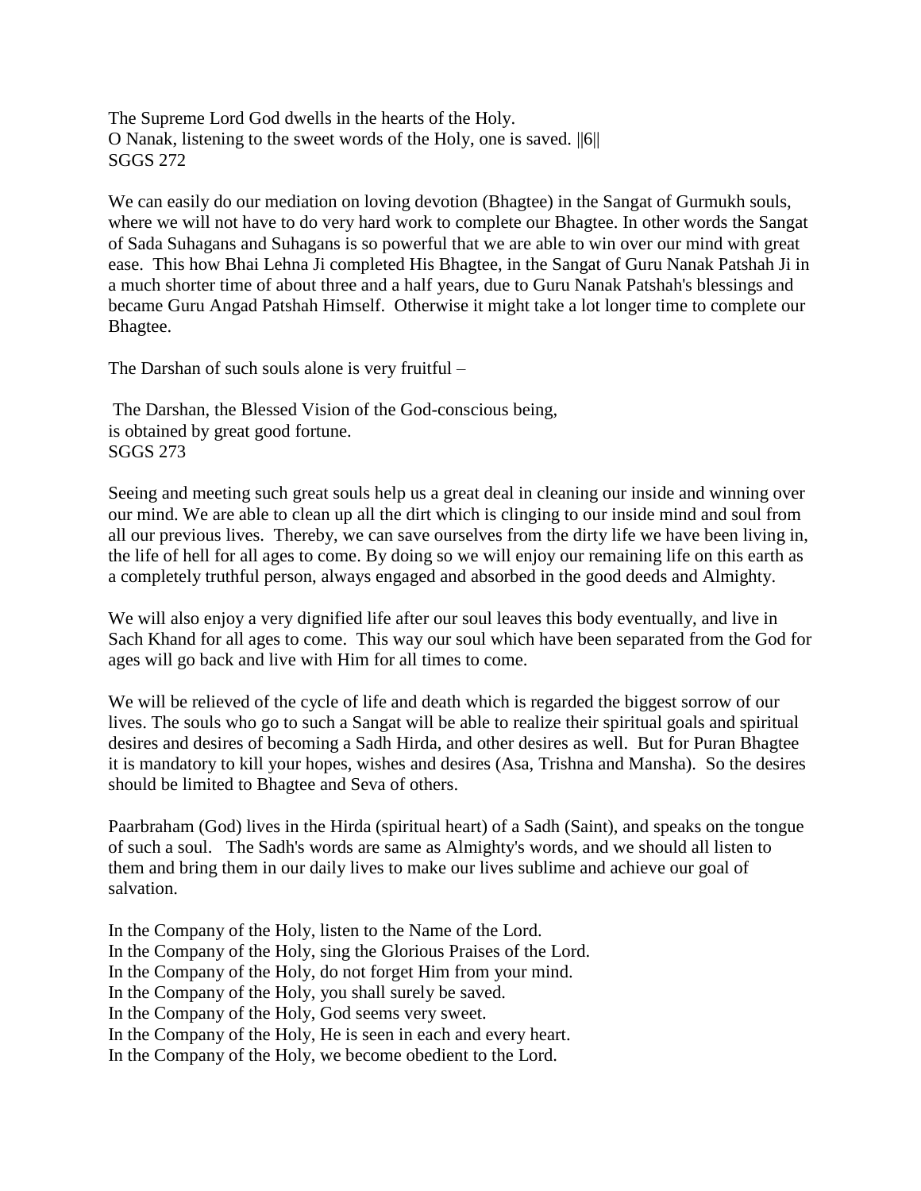The Supreme Lord God dwells in the hearts of the Holy.
O Nanak, listening to the sweet words of the Holy, one is saved. ||6||
SGGS 272

We can easily do our mediation on loving devotion (Bhagtee) in the Sangat of Gurmukh souls, where we will not have to do very hard work to complete our Bhagtee. In other words the Sangat of Sada Suhagans and Suhagans is so powerful that we are able to win over our mind with great ease. This how Bhai Lehna Ji completed His Bhagtee, in the Sangat of Guru Nanak Patshah Ji in a much shorter time of about three and a half years, due to Guru Nanak Patshah's blessings and became Guru Angad Patshah Himself. Otherwise it might take a lot longer time to complete our Bhagtee.

The Darshan of such souls alone is very fruitful –

The Darshan, the Blessed Vision of the God-conscious being,
is obtained by great good fortune.
SGGS 273

Seeing and meeting such great souls help us a great deal in cleaning our inside and winning over our mind. We are able to clean up all the dirt which is clinging to our inside mind and soul from all our previous lives. Thereby, we can save ourselves from the dirty life we have been living in, the life of hell for all ages to come. By doing so we will enjoy our remaining life on this earth as a completely truthful person, always engaged and absorbed in the good deeds and Almighty.

We will also enjoy a very dignified life after our soul leaves this body eventually, and live in Sach Khand for all ages to come. This way our soul which have been separated from the God for ages will go back and live with Him for all times to come.

We will be relieved of the cycle of life and death which is regarded the biggest sorrow of our lives. The souls who go to such a Sangat will be able to realize their spiritual goals and spiritual desires and desires of becoming a Sadh Hirda, and other desires as well. But for Puran Bhagtee it is mandatory to kill your hopes, wishes and desires (Asa, Trishna and Mansha). So the desires should be limited to Bhagtee and Seva of others.

Paarbraham (God) lives in the Hirda (spiritual heart) of a Sadh (Saint), and speaks on the tongue of such a soul. The Sadh's words are same as Almighty's words, and we should all listen to them and bring them in our daily lives to make our lives sublime and achieve our goal of salvation.

In the Company of the Holy, listen to the Name of the Lord.
In the Company of the Holy, sing the Glorious Praises of the Lord.
In the Company of the Holy, do not forget Him from your mind.
In the Company of the Holy, you shall surely be saved.
In the Company of the Holy, God seems very sweet.
In the Company of the Holy, He is seen in each and every heart.
In the Company of the Holy, we become obedient to the Lord.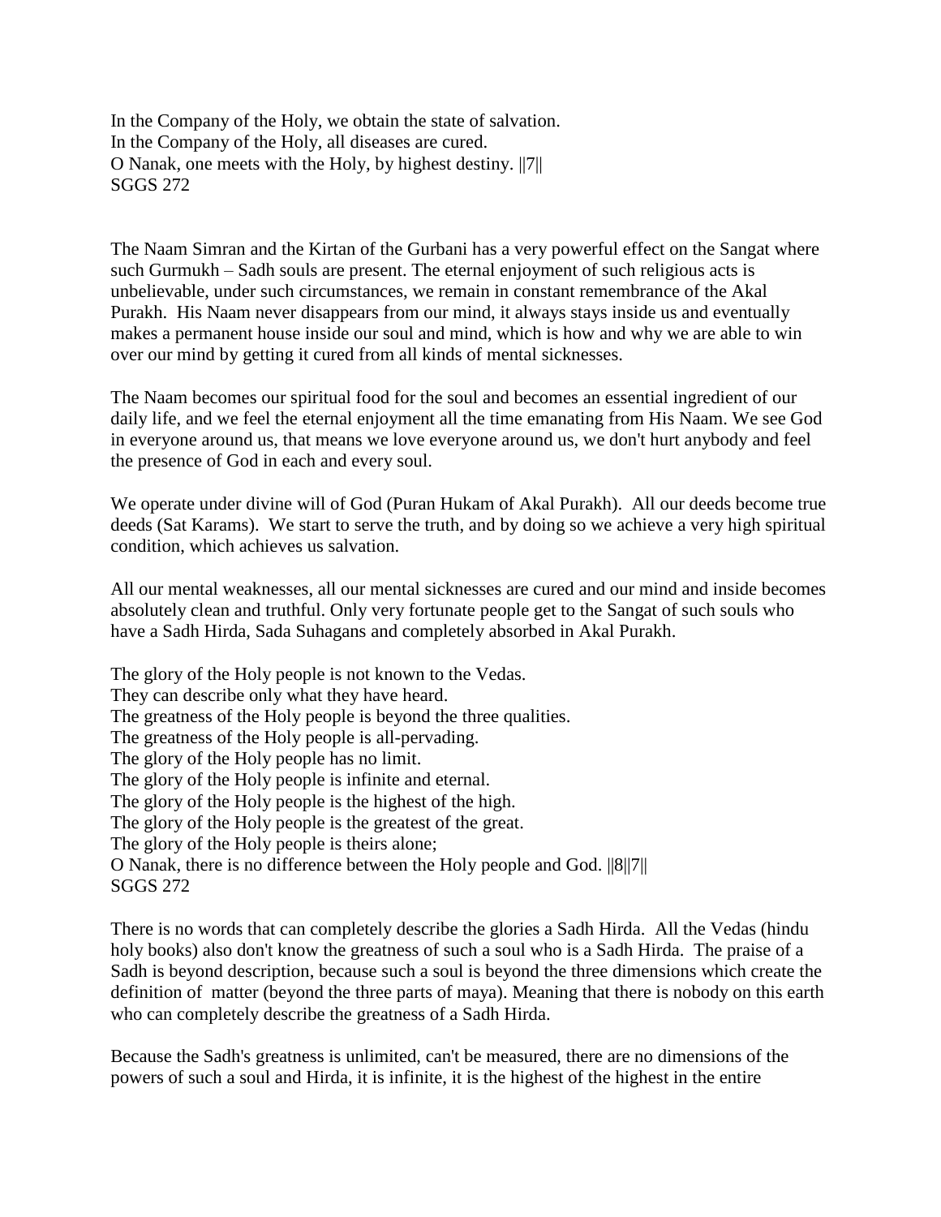In the Company of the Holy, we obtain the state of salvation.
In the Company of the Holy, all diseases are cured.
O Nanak, one meets with the Holy, by highest destiny. ||7||
SGGS 272

The Naam Simran and the Kirtan of the Gurbani has a very powerful effect on the Sangat where such Gurmukh – Sadh souls are present. The eternal enjoyment of such religious acts is unbelievable, under such circumstances, we remain in constant remembrance of the Akal Purakh. His Naam never disappears from our mind, it always stays inside us and eventually makes a permanent house inside our soul and mind, which is how and why we are able to win over our mind by getting it cured from all kinds of mental sicknesses.

The Naam becomes our spiritual food for the soul and becomes an essential ingredient of our daily life, and we feel the eternal enjoyment all the time emanating from His Naam. We see God in everyone around us, that means we love everyone around us, we don't hurt anybody and feel the presence of God in each and every soul.

We operate under divine will of God (Puran Hukam of Akal Purakh). All our deeds become true deeds (Sat Karams). We start to serve the truth, and by doing so we achieve a very high spiritual condition, which achieves us salvation.

All our mental weaknesses, all our mental sicknesses are cured and our mind and inside becomes absolutely clean and truthful. Only very fortunate people get to the Sangat of such souls who have a Sadh Hirda, Sada Suhagans and completely absorbed in Akal Purakh.

The glory of the Holy people is not known to the Vedas.
They can describe only what they have heard.
The greatness of the Holy people is beyond the three qualities.
The greatness of the Holy people is all-pervading.
The glory of the Holy people has no limit.
The glory of the Holy people is infinite and eternal.
The glory of the Holy people is the highest of the high.
The glory of the Holy people is the greatest of the great.
The glory of the Holy people is theirs alone;
O Nanak, there is no difference between the Holy people and God. ||8||7||
SGGS 272

There is no words that can completely describe the glories a Sadh Hirda. All the Vedas (hindu holy books) also don't know the greatness of such a soul who is a Sadh Hirda. The praise of a Sadh is beyond description, because such a soul is beyond the three dimensions which create the definition of matter (beyond the three parts of maya). Meaning that there is nobody on this earth who can completely describe the greatness of a Sadh Hirda.

Because the Sadh's greatness is unlimited, can't be measured, there are no dimensions of the powers of such a soul and Hirda, it is infinite, it is the highest of the highest in the entire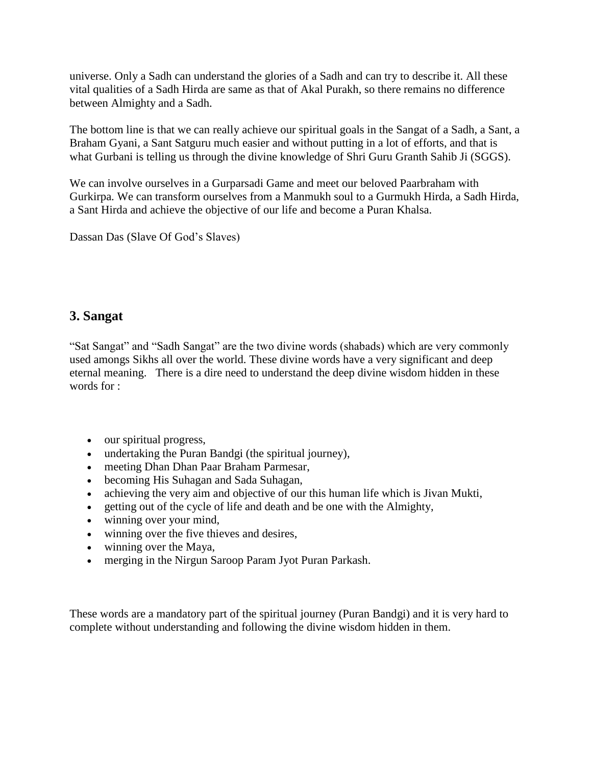universe. Only a Sadh can understand the glories of a Sadh and can try to describe it. All these vital qualities of a Sadh Hirda are same as that of Akal Purakh, so there remains no difference between Almighty and a Sadh.

The bottom line is that we can really achieve our spiritual goals in the Sangat of a Sadh, a Sant, a Braham Gyani, a Sant Satguru much easier and without putting in a lot of efforts, and that is what Gurbani is telling us through the divine knowledge of Shri Guru Granth Sahib Ji (SGGS).

We can involve ourselves in a Gurparsadi Game and meet our beloved Paarbraham with Gurkirpa. We can transform ourselves from a Manmukh soul to a Gurmukh Hirda, a Sadh Hirda, a Sant Hirda and achieve the objective of our life and become a Puran Khalsa.

Dassan Das (Slave Of God's Slaves)

## 3. Sangat

"Sat Sangat" and "Sadh Sangat" are the two divine words (shabads) which are very commonly used amongs Sikhs all over the world. These divine words have a very significant and deep eternal meaning. There is a dire need to understand the deep divine wisdom hidden in these words for :

- our spiritual progress,
- undertaking the Puran Bandgi (the spiritual journey),
- meeting Dhan Dhan Paar Braham Parmesar,
- becoming His Suhagan and Sada Suhagan,
- achieving the very aim and objective of our this human life which is Jivan Mukti,
- getting out of the cycle of life and death and be one with the Almighty,
- winning over your mind,
- winning over the five thieves and desires,
- winning over the Maya,
- merging in the Nirgun Saroop Param Jyot Puran Parkash.

These words are a mandatory part of the spiritual journey (Puran Bandgi) and it is very hard to complete without understanding and following the divine wisdom hidden in them.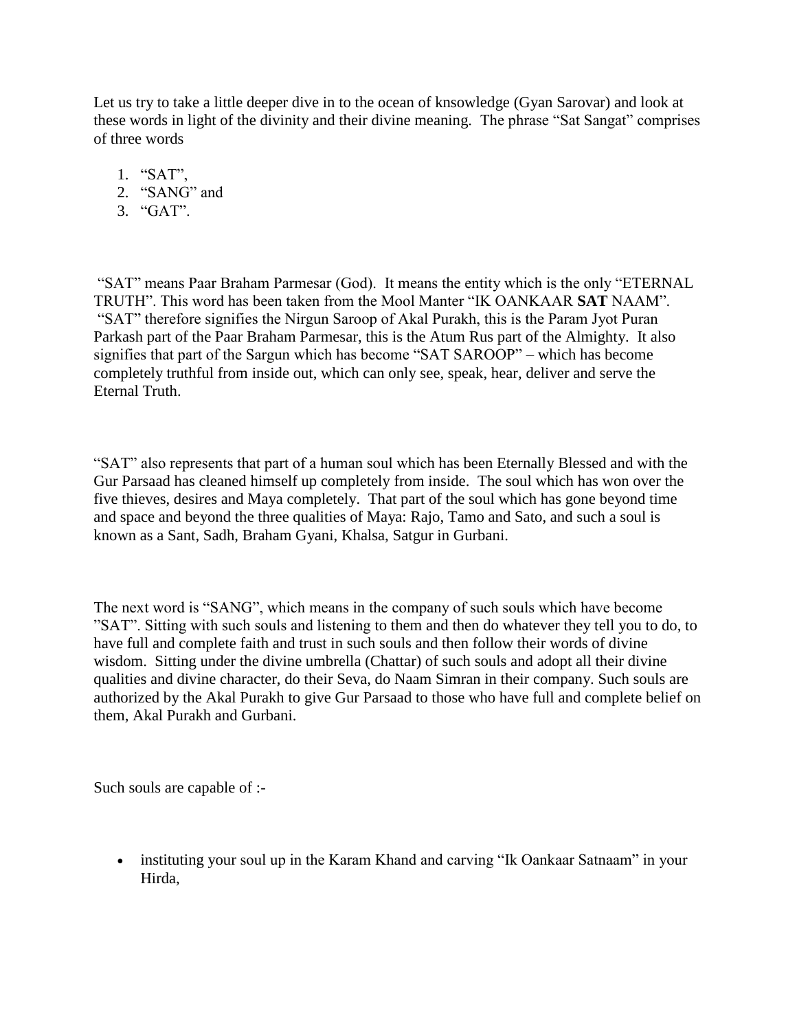Let us try to take a little deeper dive in to the ocean of knsowledge (Gyan Sarovar) and look at these words in light of the divinity and their divine meaning. The phrase "Sat Sangat" comprises of three words

1. "SAT",
2. "SANG" and
3. "GAT".

"SAT" means Paar Braham Parmesar (God). It means the entity which is the only "ETERNAL TRUTH". This word has been taken from the Mool Manter "IK OANKAAR **SAT** NAAM". "SAT" therefore signifies the Nirgun Saroop of Akal Purakh, this is the Param Jyot Puran Parkash part of the Paar Braham Parmesar, this is the Atum Rus part of the Almighty. It also signifies that part of the Sargun which has become "SAT SAROOP" – which has become completely truthful from inside out, which can only see, speak, hear, deliver and serve the Eternal Truth.

"SAT" also represents that part of a human soul which has been Eternally Blessed and with the Gur Parsaad has cleaned himself up completely from inside. The soul which has won over the five thieves, desires and Maya completely. That part of the soul which has gone beyond time and space and beyond the three qualities of Maya: Rajo, Tamo and Sato, and such a soul is known as a Sant, Sadh, Braham Gyani, Khalsa, Satgur in Gurbani.

The next word is "SANG", which means in the company of such souls which have become "SAT". Sitting with such souls and listening to them and then do whatever they tell you to do, to have full and complete faith and trust in such souls and then follow their words of divine wisdom. Sitting under the divine umbrella (Chattar) of such souls and adopt all their divine qualities and divine character, do their Seva, do Naam Simran in their company. Such souls are authorized by the Akal Purakh to give Gur Parsaad to those who have full and complete belief on them, Akal Purakh and Gurbani.

Such souls are capable of :-

- instituting your soul up in the Karam Khand and carving "Ik Oankaar Satnaam" in your Hirda,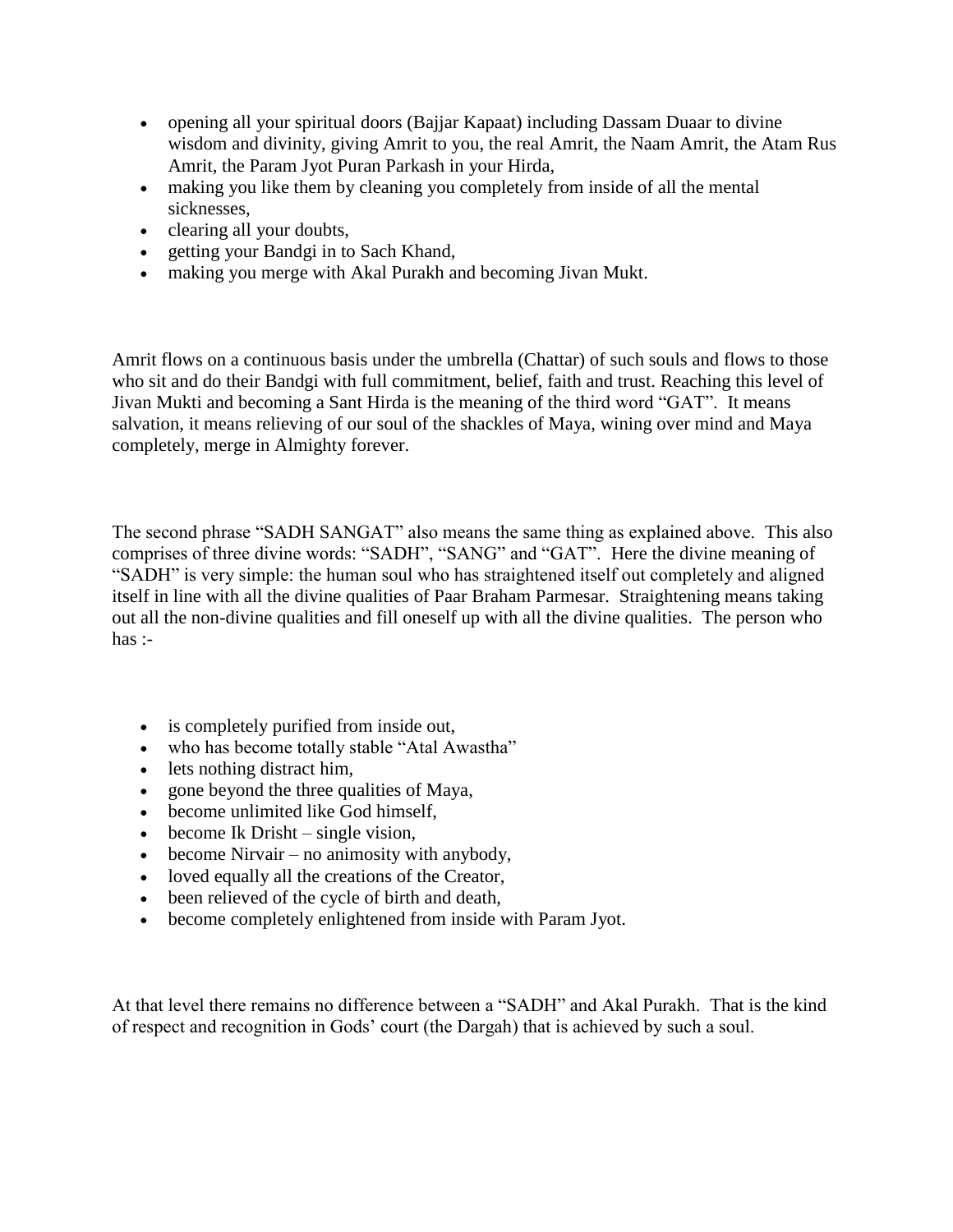- opening all your spiritual doors (Bajjar Kapaat) including Dassam Duaar to divine wisdom and divinity, giving Amrit to you, the real Amrit, the Naam Amrit, the Atam Rus Amrit, the Param Jyot Puran Parkash in your Hirda,
- making you like them by cleaning you completely from inside of all the mental sicknesses,
- clearing all your doubts,
- getting your Bandgi in to Sach Khand,
- making you merge with Akal Purakh and becoming Jivan Mukt.

Amrit flows on a continuous basis under the umbrella (Chattar) of such souls and flows to those who sit and do their Bandgi with full commitment, belief, faith and trust. Reaching this level of Jivan Mukti and becoming a Sant Hirda is the meaning of the third word "GAT". It means salvation, it means relieving of our soul of the shackles of Maya, wining over mind and Maya completely, merge in Almighty forever.

The second phrase "SADH SANGAT" also means the same thing as explained above. This also comprises of three divine words: "SADH", "SANG" and "GAT". Here the divine meaning of "SADH" is very simple: the human soul who has straightened itself out completely and aligned itself in line with all the divine qualities of Paar Braham Parmesar. Straightening means taking out all the non-divine qualities and fill oneself up with all the divine qualities. The person who has :-

- is completely purified from inside out,
- who has become totally stable "Atal Awastha"
- lets nothing distract him,
- gone beyond the three qualities of Maya,
- become unlimited like God himself,
- become Ik Drisht – single vision,
- become Nirvair – no animosity with anybody,
- loved equally all the creations of the Creator,
- been relieved of the cycle of birth and death,
- become completely enlightened from inside with Param Jyot.

At that level there remains no difference between a "SADH" and Akal Purakh. That is the kind of respect and recognition in Gods' court (the Dargah) that is achieved by such a soul.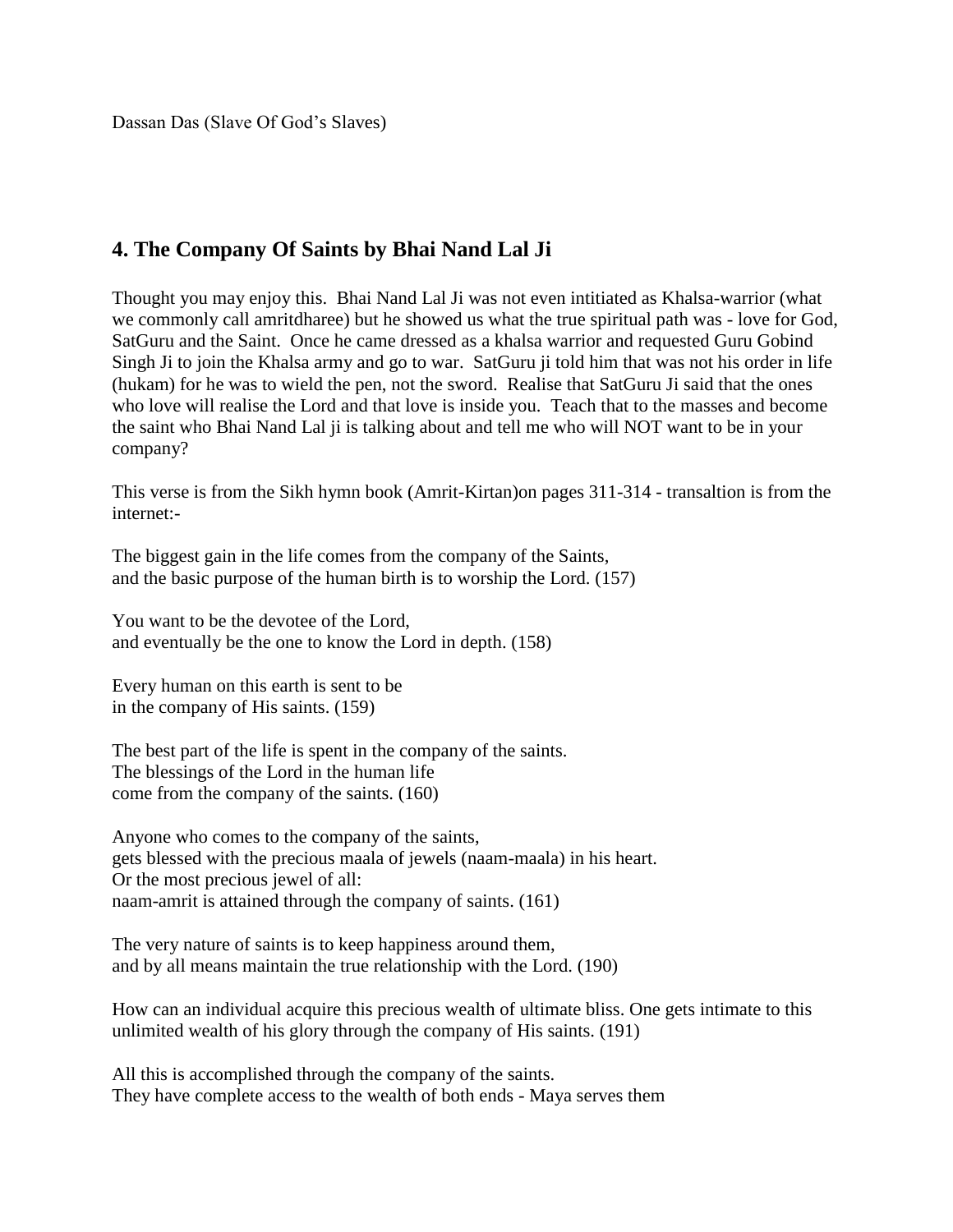Dassan Das (Slave Of God's Slaves)

## 4. The Company Of Saints by Bhai Nand Lal Ji

Thought you may enjoy this. Bhai Nand Lal Ji was not even intitiated as Khalsa-warrior (what we commonly call amritdharee) but he showed us what the true spiritual path was - love for God, SatGuru and the Saint. Once he came dressed as a khalsa warrior and requested Guru Gobind Singh Ji to join the Khalsa army and go to war. SatGuru ji told him that was not his order in life (hukam) for he was to wield the pen, not the sword. Realise that SatGuru Ji said that the ones who love will realise the Lord and that love is inside you. Teach that to the masses and become the saint who Bhai Nand Lal ji is talking about and tell me who will NOT want to be in your company?

This verse is from the Sikh hymn book (Amrit-Kirtan)on pages 311-314 - transaltion is from the internet:-

The biggest gain in the life comes from the company of the Saints,
and the basic purpose of the human birth is to worship the Lord. (157)

You want to be the devotee of the Lord,
and eventually be the one to know the Lord in depth. (158)

Every human on this earth is sent to be
in the company of His saints. (159)

The best part of the life is spent in the company of the saints.
The blessings of the Lord in the human life
come from the company of the saints. (160)

Anyone who comes to the company of the saints,
gets blessed with the precious maala of jewels (naam-maala) in his heart.
Or the most precious jewel of all:
naam-amrit is attained through the company of saints. (161)

The very nature of saints is to keep happiness around them,
and by all means maintain the true relationship with the Lord. (190)

How can an individual acquire this precious wealth of ultimate bliss. One gets intimate to this unlimited wealth of his glory through the company of His saints. (191)

All this is accomplished through the company of the saints.
They have complete access to the wealth of both ends - Maya serves them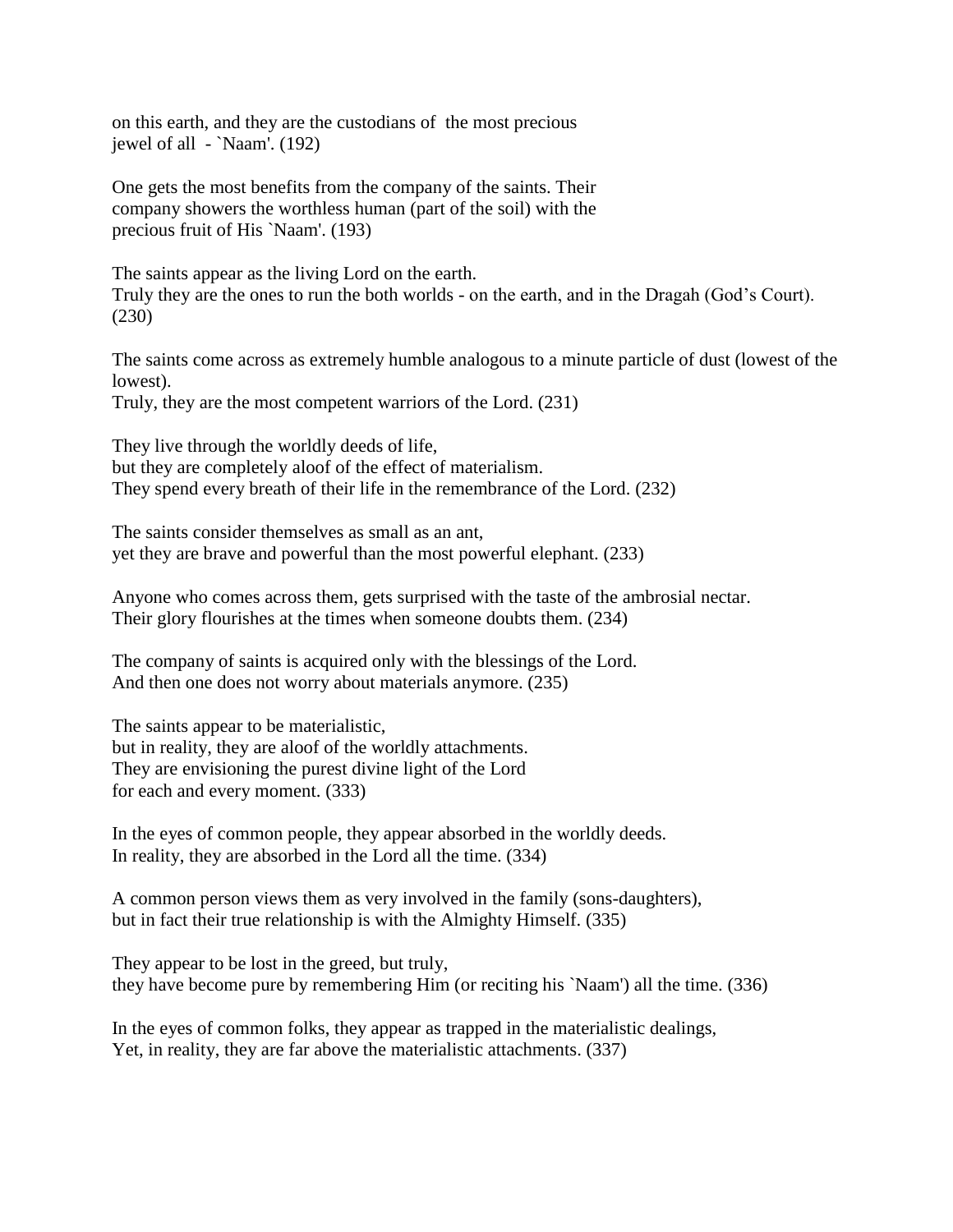on this earth, and they are the custodians of the most precious jewel of all - `Naam'. (192)

One gets the most benefits from the company of the saints. Their company showers the worthless human (part of the soil) with the precious fruit of His `Naam'. (193)

The saints appear as the living Lord on the earth.
Truly they are the ones to run the both worlds - on the earth, and in the Dragah (God's Court). (230)

The saints come across as extremely humble analogous to a minute particle of dust (lowest of the lowest).
Truly, they are the most competent warriors of the Lord. (231)

They live through the worldly deeds of life,
but they are completely aloof of the effect of materialism.
They spend every breath of their life in the remembrance of the Lord. (232)

The saints consider themselves as small as an ant,
yet they are brave and powerful than the most powerful elephant. (233)

Anyone who comes across them, gets surprised with the taste of the ambrosial nectar.
Their glory flourishes at the times when someone doubts them. (234)

The company of saints is acquired only with the blessings of the Lord.
And then one does not worry about materials anymore. (235)

The saints appear to be materialistic,
but in reality, they are aloof of the worldly attachments.
They are envisioning the purest divine light of the Lord
for each and every moment. (333)

In the eyes of common people, they appear absorbed in the worldly deeds.
In reality, they are absorbed in the Lord all the time. (334)

A common person views them as very involved in the family (sons-daughters),
but in fact their true relationship is with the Almighty Himself. (335)

They appear to be lost in the greed, but truly,
they have become pure by remembering Him (or reciting his `Naam') all the time. (336)

In the eyes of common folks, they appear as trapped in the materialistic dealings,
Yet, in reality, they are far above the materialistic attachments. (337)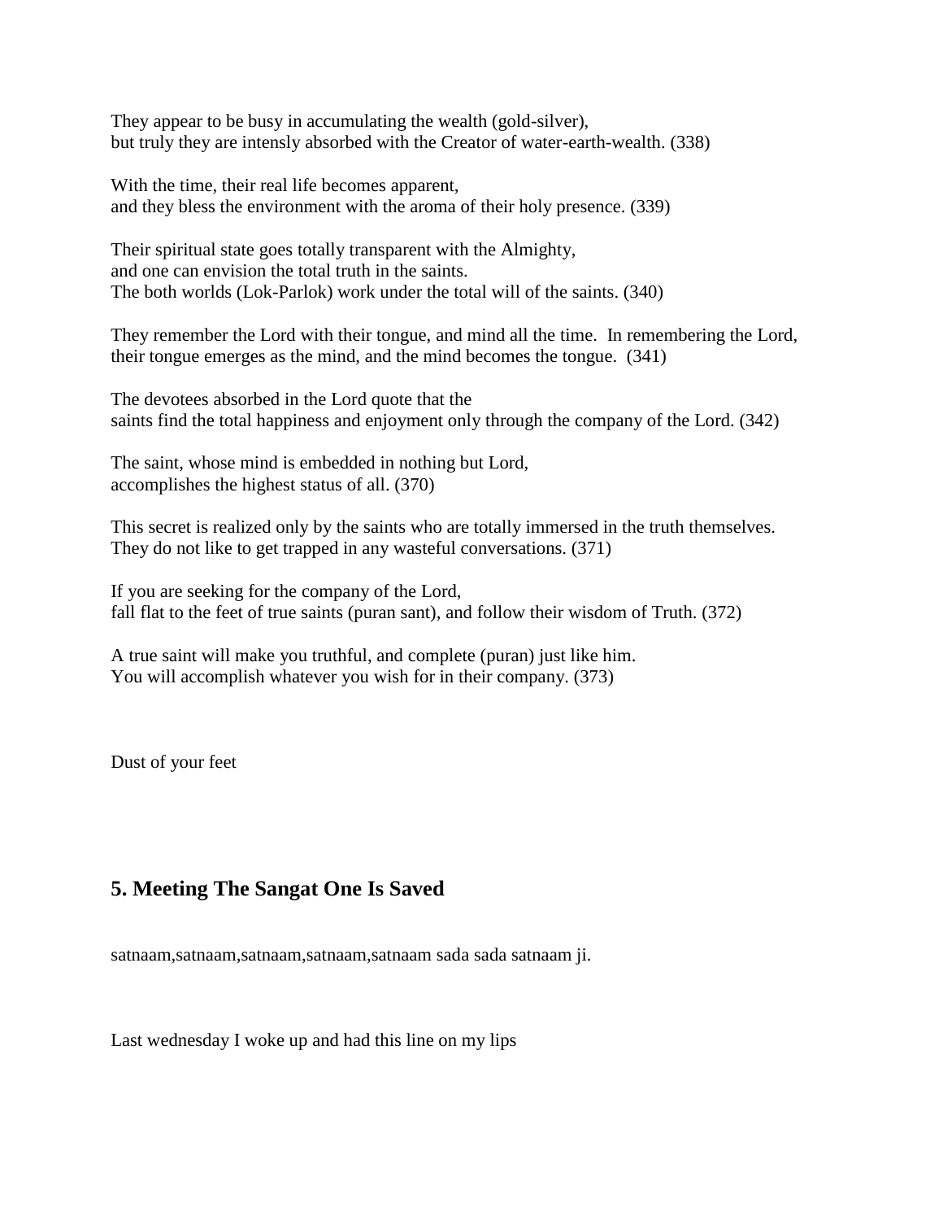They appear to be busy in accumulating the wealth (gold-silver),
but truly they are intensly absorbed with the Creator of water-earth-wealth. (338)

With the time, their real life becomes apparent,
and they bless the environment with the aroma of their holy presence. (339)

Their spiritual state goes totally transparent with the Almighty,
and one can envision the total truth in the saints.
The both worlds (Lok-Parlok) work under the total will of the saints. (340)

They remember the Lord with their tongue, and mind all the time. In remembering the Lord,
their tongue emerges as the mind, and the mind becomes the tongue. (341)

The devotees absorbed in the Lord quote that the
saints find the total happiness and enjoyment only through the company of the Lord. (342)

The saint, whose mind is embedded in nothing but Lord,
accomplishes the highest status of all. (370)

This secret is realized only by the saints who are totally immersed in the truth themselves.
They do not like to get trapped in any wasteful conversations. (371)

If you are seeking for the company of the Lord,
fall flat to the feet of true saints (puran sant), and follow their wisdom of Truth. (372)

A true saint will make you truthful, and complete (puran) just like him.
You will accomplish whatever you wish for in their company. (373)

Dust of your feet

## 5. Meeting The Sangat One Is Saved

satnaam,satnaam,satnaam,satnaam,satnaam sada sada satnaam ji.

Last wednesday I woke up and had this line on my lips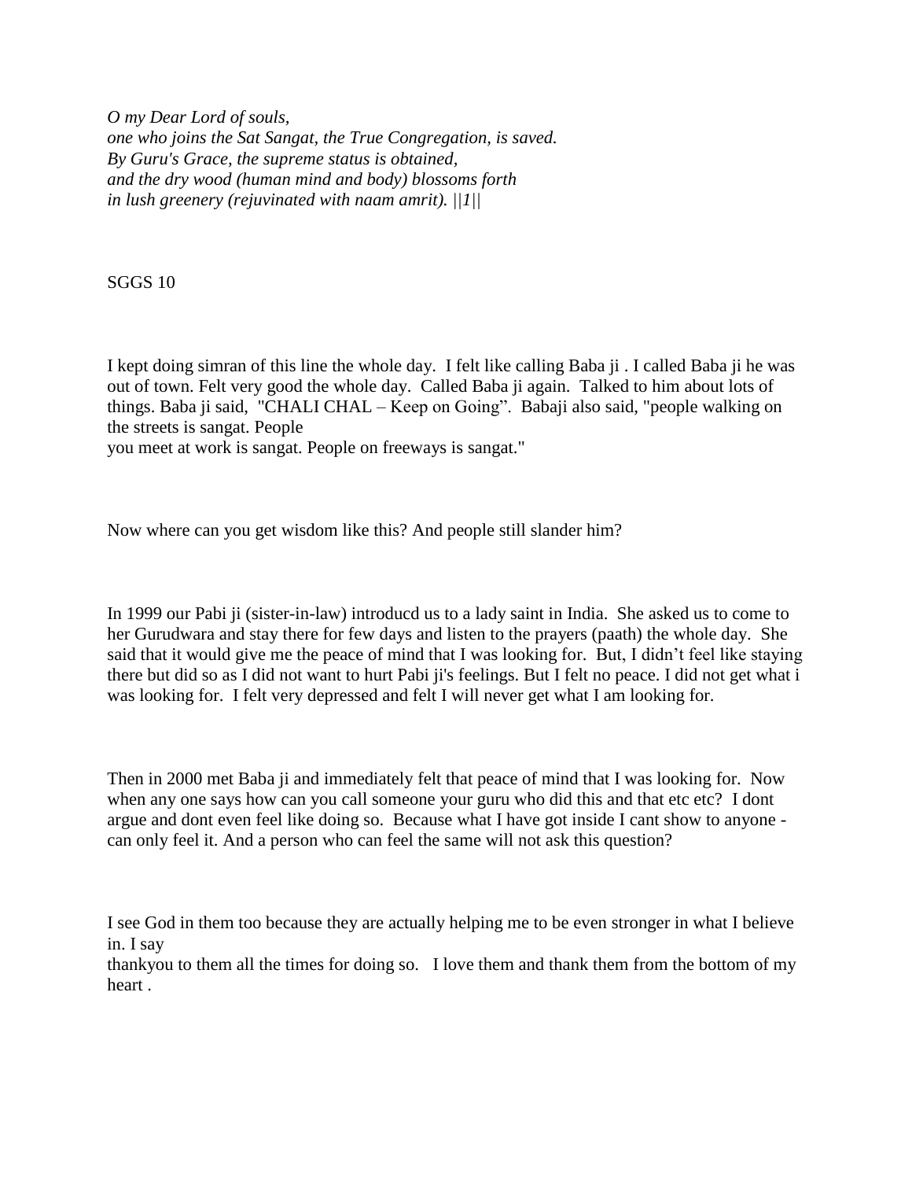*O my Dear Lord of souls,*
*one who joins the Sat Sangat, the True Congregation, is saved.*
*By Guru's Grace, the supreme status is obtained,*
*and the dry wood (human mind and body) blossoms forth*
*in lush greenery (rejuvinated with naam amrit). ||1||*

SGGS 10

I kept doing simran of this line the whole day. I felt like calling Baba ji . I called Baba ji he was out of town. Felt very good the whole day. Called Baba ji again. Talked to him about lots of things. Baba ji said, "CHALI CHAL – Keep on Going". Babaji also said, "people walking on the streets is sangat. People
you meet at work is sangat. People on freeways is sangat."

Now where can you get wisdom like this? And people still slander him?

In 1999 our Pabi ji (sister-in-law) introducd us to a lady saint in India. She asked us to come to her Gurudwara and stay there for few days and listen to the prayers (paath) the whole day. She said that it would give me the peace of mind that I was looking for. But, I didn't feel like staying there but did so as I did not want to hurt Pabi ji's feelings. But I felt no peace. I did not get what i was looking for. I felt very depressed and felt I will never get what I am looking for.

Then in 2000 met Baba ji and immediately felt that peace of mind that I was looking for. Now when any one says how can you call someone your guru who did this and that etc etc? I dont argue and dont even feel like doing so. Because what I have got inside I cant show to anyone - can only feel it. And a person who can feel the same will not ask this question?

I see God in them too because they are actually helping me to be even stronger in what I believe in. I say
thankyou to them all the times for doing so. I love them and thank them from the bottom of my heart .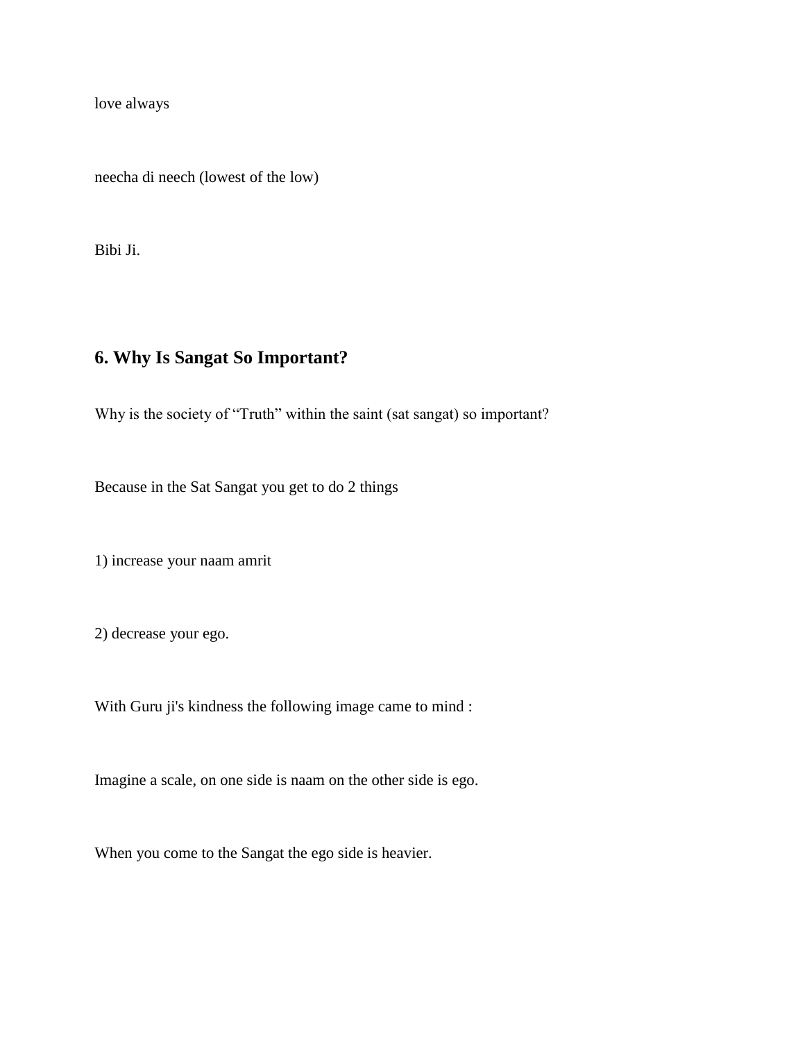love always

neecha di neech (lowest of the low)

Bibi Ji.

## 6. Why Is Sangat So Important?

Why is the society of "Truth" within the saint (sat sangat) so important?

Because in the Sat Sangat you get to do 2 things

1) increase your naam amrit

2) decrease your ego.

With Guru ji's kindness the following image came to mind :

Imagine a scale, on one side is naam on the other side is ego.

When you come to the Sangat the ego side is heavier.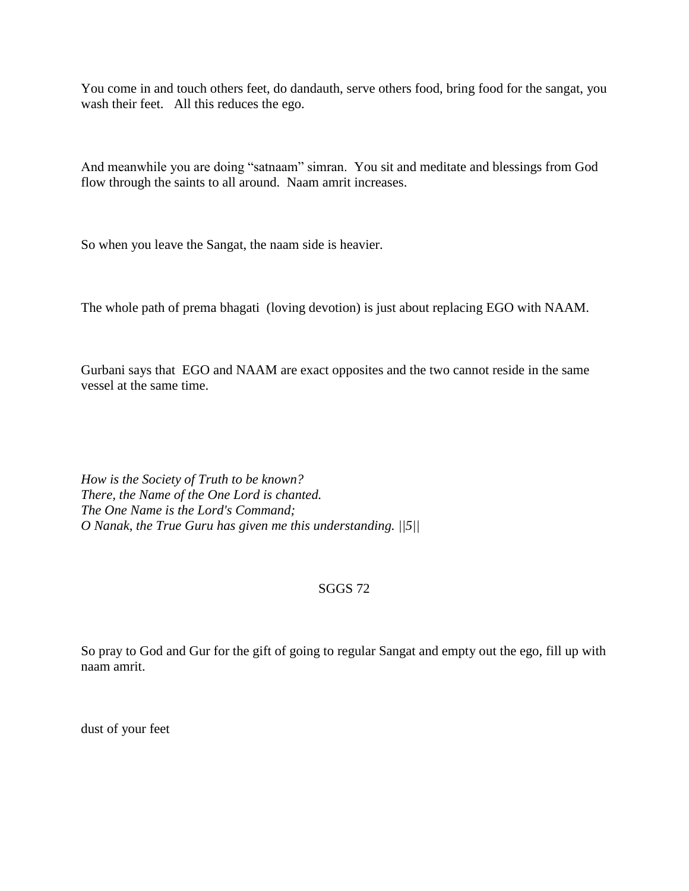You come in and touch others feet, do dandauth, serve others food, bring food for the sangat, you wash their feet. All this reduces the ego.

And meanwhile you are doing “satnaam” simran. You sit and meditate and blessings from God flow through the saints to all around. Naam amrit increases.

So when you leave the Sangat, the naam side is heavier.

The whole path of prema bhagati (loving devotion) is just about replacing EGO with NAAM.

Gurbani says that EGO and NAAM are exact opposites and the two cannot reside in the same vessel at the same time.

*How is the Society of Truth to be known?*
*There, the Name of the One Lord is chanted.*
*The One Name is the Lord's Command;*
*O Nanak, the True Guru has given me this understanding. ||5||*

SGGS 72

So pray to God and Gur for the gift of going to regular Sangat and empty out the ego, fill up with naam amrit.

dust of your feet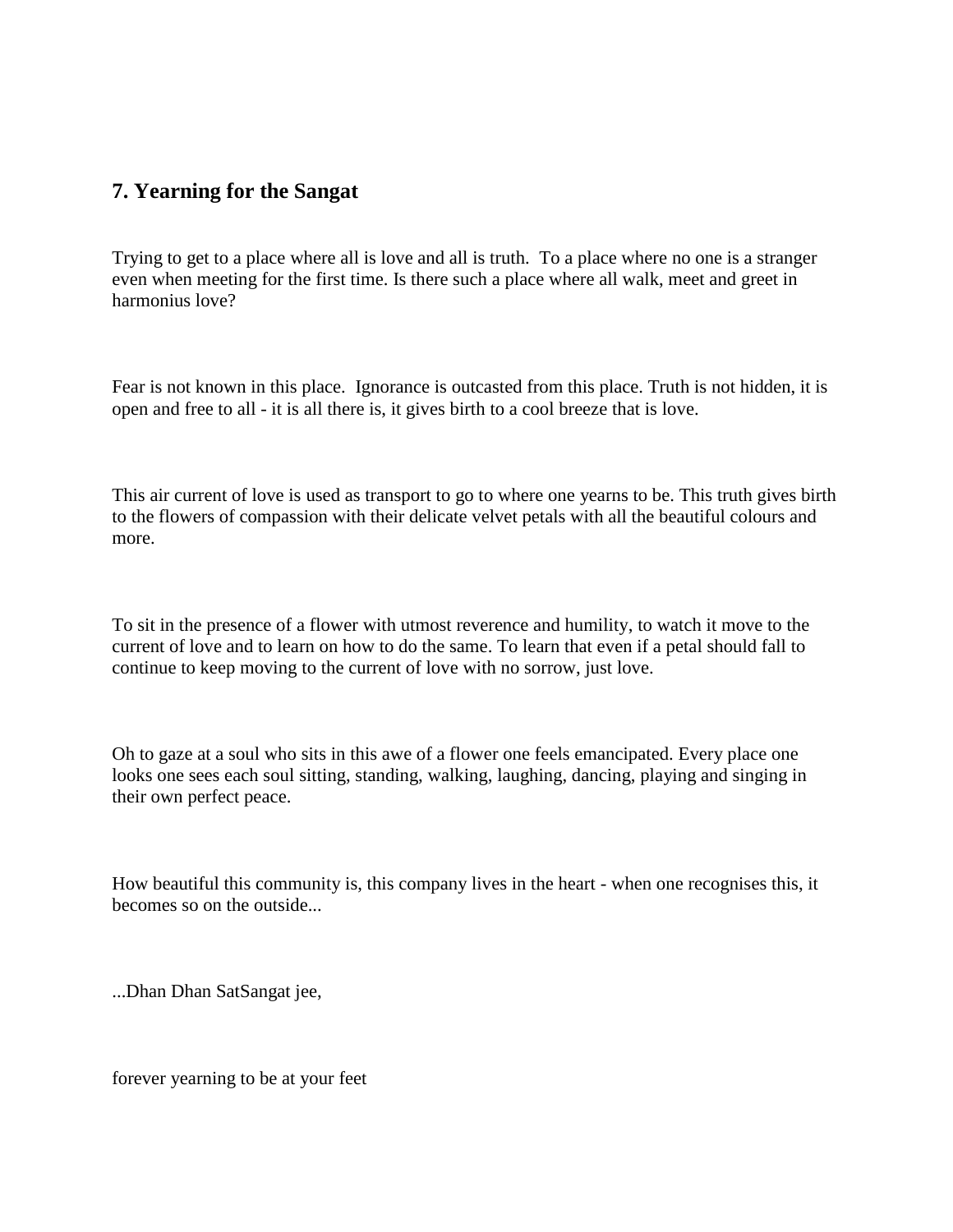## 7. Yearning for the Sangat

Trying to get to a place where all is love and all is truth. To a place where no one is a stranger even when meeting for the first time. Is there such a place where all walk, meet and greet in harmonius love?

Fear is not known in this place. Ignorance is outcasted from this place. Truth is not hidden, it is open and free to all - it is all there is, it gives birth to a cool breeze that is love.

This air current of love is used as transport to go to where one yearns to be. This truth gives birth to the flowers of compassion with their delicate velvet petals with all the beautiful colours and more.

To sit in the presence of a flower with utmost reverence and humility, to watch it move to the current of love and to learn on how to do the same. To learn that even if a petal should fall to continue to keep moving to the current of love with no sorrow, just love.

Oh to gaze at a soul who sits in this awe of a flower one feels emancipated. Every place one looks one sees each soul sitting, standing, walking, laughing, dancing, playing and singing in their own perfect peace.

How beautiful this community is, this company lives in the heart - when one recognises this, it becomes so on the outside...

...Dhan Dhan SatSangat jee,

forever yearning to be at your feet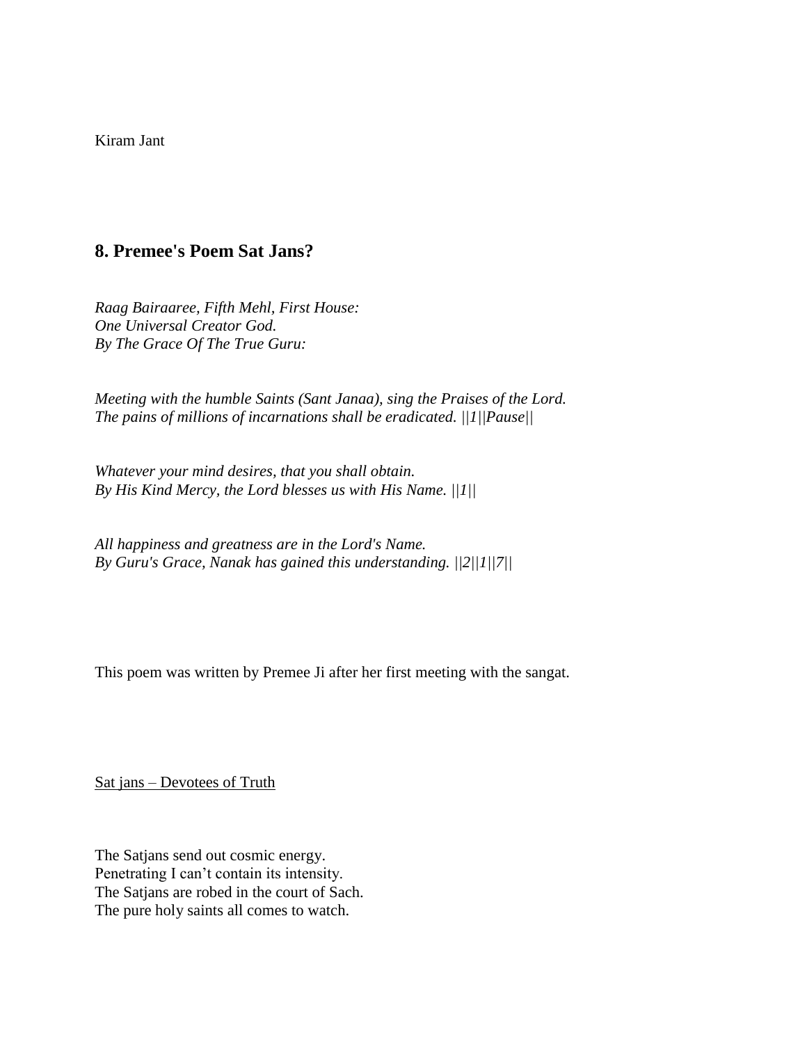Kiram Jant

## 8. Premee's Poem Sat Jans?

*Raag Bairaaree, Fifth Mehl, First House:*
*One Universal Creator God.*
*By The Grace Of The True Guru:*

*Meeting with the humble Saints (Sant Janaa), sing the Praises of the Lord.*
*The pains of millions of incarnations shall be eradicated. ||1||Pause||*

*Whatever your mind desires, that you shall obtain.*
*By His Kind Mercy, the Lord blesses us with His Name. ||1||*

*All happiness and greatness are in the Lord's Name.*
*By Guru's Grace, Nanak has gained this understanding. ||2||1||7||*

This poem was written by Premee Ji after her first meeting with the sangat.

<u>Sat jans – Devotees of Truth</u>

The Satjans send out cosmic energy.
Penetrating I can't contain its intensity.
The Satjans are robed in the court of Sach.
The pure holy saints all comes to watch.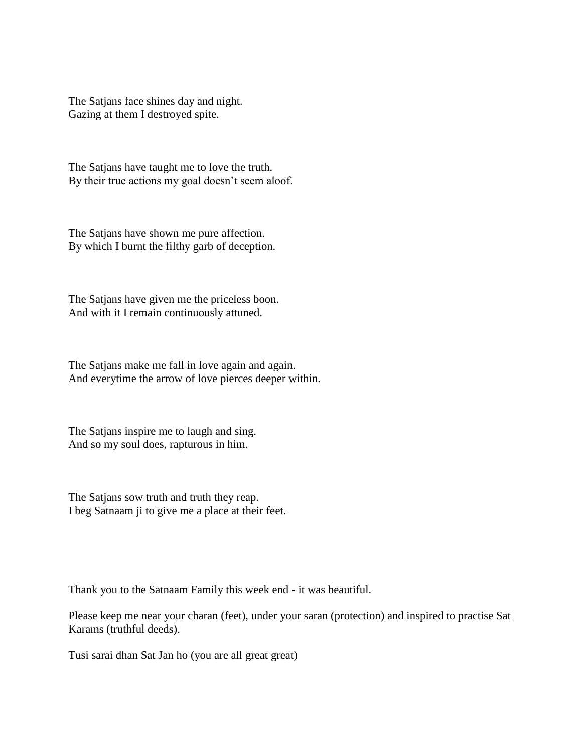The Satjans face shines day and night.
Gazing at them I destroyed spite.

The Satjans have taught me to love the truth.
By their true actions my goal doesn't seem aloof.

The Satjans have shown me pure affection.
By which I burnt the filthy garb of deception.

The Satjans have given me the priceless boon.
And with it I remain continuously attuned.

The Satjans make me fall in love again and again.
And everytime the arrow of love pierces deeper within.

The Satjans inspire me to laugh and sing.
And so my soul does, rapturous in him.

The Satjans sow truth and truth they reap.
I beg Satnaam ji to give me a place at their feet.

Thank you to the Satnaam Family this week end - it was beautiful.

Please keep me near your charan (feet), under your saran (protection) and inspired to practise Sat Karams (truthful deeds).

Tusi sarai dhan Sat Jan ho (you are all great great)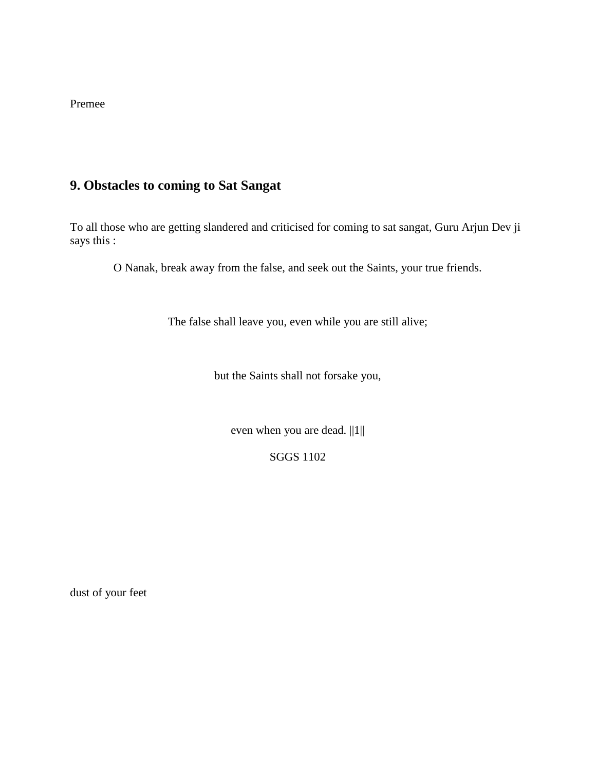Premee

## 9. Obstacles to coming to Sat Sangat

To all those who are getting slandered and criticised for coming to sat sangat, Guru Arjun Dev ji says this :

O Nanak, break away from the false, and seek out the Saints, your true friends.

The false shall leave you, even while you are still alive;

but the Saints shall not forsake you,

even when you are dead. ||1||

SGGS 1102

dust of your feet